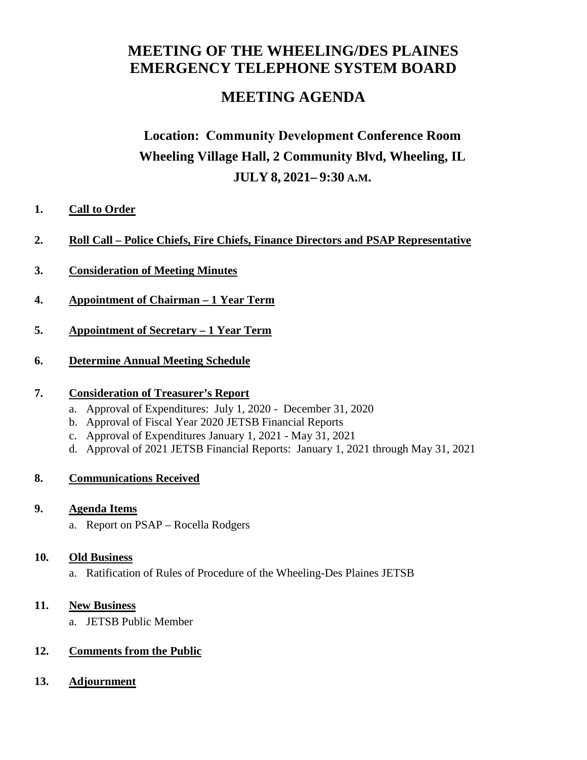# MEETING OF THE WHEELING/DES PLAINES EMERGENCY TELEPHONE SYSTEM BOARD

## MEETING AGENDA

### Location: Community Development Conference Room
### Wheeling Village Hall, 2 Community Blvd, Wheeling, IL
### JULY 8, 2021– 9:30 A.M.

1. **Call to Order**

2. **Roll Call – Police Chiefs, Fire Chiefs, Finance Directors and PSAP Representative**

3. **Consideration of Meeting Minutes**

4. **Appointment of Chairman – 1 Year Term**

5. **Appointment of Secretary – 1 Year Term**

6. **Determine Annual Meeting Schedule**

7. **Consideration of Treasurer's Report**
   a. Approval of Expenditures: July 1, 2020 - December 31, 2020
   b. Approval of Fiscal Year 2020 JETSB Financial Reports
   c. Approval of Expenditures January 1, 2021 - May 31, 2021
   d. Approval of 2021 JETSB Financial Reports: January 1, 2021 through May 31, 2021

8. **Communications Received**

9. **Agenda Items**
   a. Report on PSAP – Rocella Rodgers

10. **Old Business**
    a. Ratification of Rules of Procedure of the Wheeling-Des Plaines JETSB

11. **New Business**
    a. JETSB Public Member

12. **Comments from the Public**

13. **Adjournment**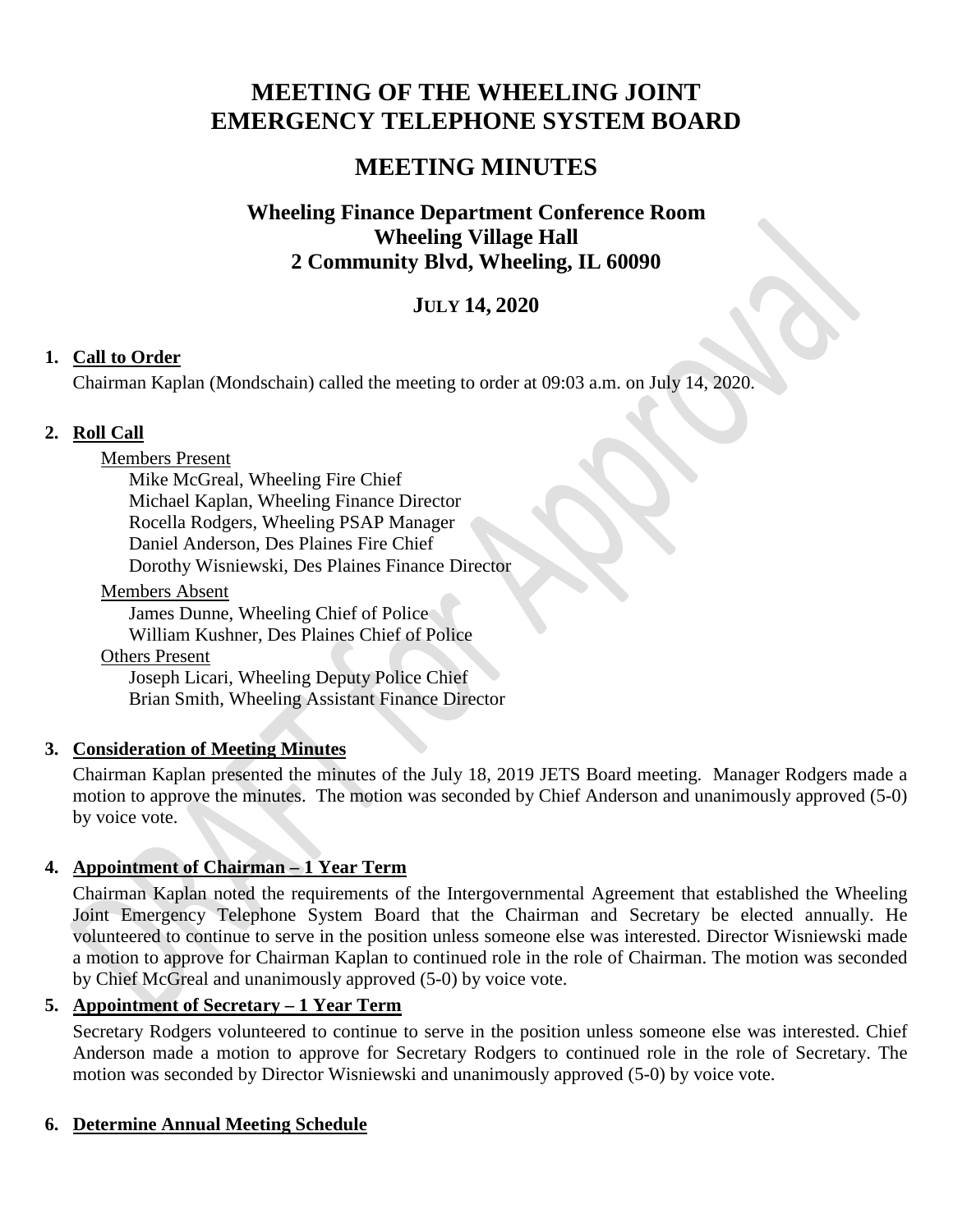# MEETING OF THE WHEELING JOINT EMERGENCY TELEPHONE SYSTEM BOARD

# MEETING MINUTES

## Wheeling Finance Department Conference Room
## Wheeling Village Hall
## 2 Community Blvd, Wheeling, IL 60090

### JULY 14, 2020

**1. Call to Order**

Chairman Kaplan (Mondschain) called the meeting to order at 09:03 a.m. on July 14, 2020.

**2. Roll Call**

Members Present

Mike McGreal, Wheeling Fire Chief
Michael Kaplan, Wheeling Finance Director
Rocella Rodgers, Wheeling PSAP Manager
Daniel Anderson, Des Plaines Fire Chief
Dorothy Wisniewski, Des Plaines Finance Director

Members Absent

James Dunne, Wheeling Chief of Police
William Kushner, Des Plaines Chief of Police

Others Present

Joseph Licari, Wheeling Deputy Police Chief
Brian Smith, Wheeling Assistant Finance Director

**3. Consideration of Meeting Minutes**

Chairman Kaplan presented the minutes of the July 18, 2019 JETS Board meeting. Manager Rodgers made a motion to approve the minutes. The motion was seconded by Chief Anderson and unanimously approved (5-0) by voice vote.

**4. Appointment of Chairman – 1 Year Term**

Chairman Kaplan noted the requirements of the Intergovernmental Agreement that established the Wheeling Joint Emergency Telephone System Board that the Chairman and Secretary be elected annually. He volunteered to continue to serve in the position unless someone else was interested. Director Wisniewski made a motion to approve for Chairman Kaplan to continued role in the role of Chairman. The motion was seconded by Chief McGreal and unanimously approved (5-0) by voice vote.

**5. Appointment of Secretary – 1 Year Term**

Secretary Rodgers volunteered to continue to serve in the position unless someone else was interested. Chief Anderson made a motion to approve for Secretary Rodgers to continued role in the role of Secretary. The motion was seconded by Director Wisniewski and unanimously approved (5-0) by voice vote.

**6. Determine Annual Meeting Schedule**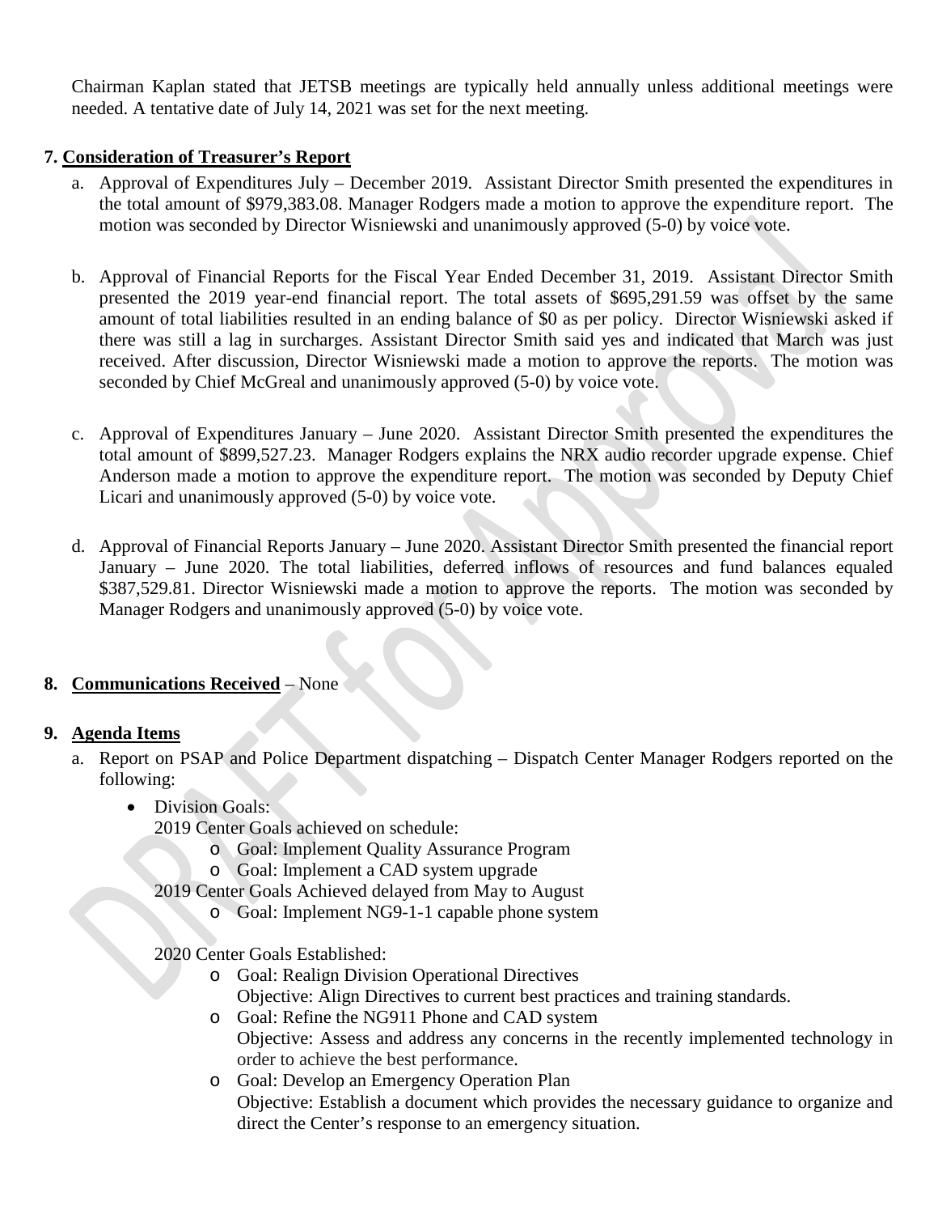Chairman Kaplan stated that JETSB meetings are typically held annually unless additional meetings were needed. A tentative date of July 14, 2021 was set for the next meeting.

**7. Consideration of Treasurer's Report**

a. Approval of Expenditures July – December 2019. Assistant Director Smith presented the expenditures in the total amount of $979,383.08. Manager Rodgers made a motion to approve the expenditure report. The motion was seconded by Director Wisniewski and unanimously approved (5-0) by voice vote.

b. Approval of Financial Reports for the Fiscal Year Ended December 31, 2019. Assistant Director Smith presented the 2019 year-end financial report. The total assets of $695,291.59 was offset by the same amount of total liabilities resulted in an ending balance of $0 as per policy. Director Wisniewski asked if there was still a lag in surcharges. Assistant Director Smith said yes and indicated that March was just received. After discussion, Director Wisniewski made a motion to approve the reports. The motion was seconded by Chief McGreal and unanimously approved (5-0) by voice vote.

c. Approval of Expenditures January – June 2020. Assistant Director Smith presented the expenditures the total amount of $899,527.23. Manager Rodgers explains the NRX audio recorder upgrade expense. Chief Anderson made a motion to approve the expenditure report. The motion was seconded by Deputy Chief Licari and unanimously approved (5-0) by voice vote.

d. Approval of Financial Reports January – June 2020. Assistant Director Smith presented the financial report January – June 2020. The total liabilities, deferred inflows of resources and fund balances equaled $387,529.81. Director Wisniewski made a motion to approve the reports. The motion was seconded by Manager Rodgers and unanimously approved (5-0) by voice vote.

**8. Communications Received** – None

**9. Agenda Items**

a. Report on PSAP and Police Department dispatching – Dispatch Center Manager Rodgers reported on the following:

- Division Goals:

  2019 Center Goals achieved on schedule:
  - Goal: Implement Quality Assurance Program
  - Goal: Implement a CAD system upgrade

  2019 Center Goals Achieved delayed from May to August
  - Goal: Implement NG9-1-1 capable phone system

  2020 Center Goals Established:
  - Goal: Realign Division Operational Directives
    Objective: Align Directives to current best practices and training standards.
  - Goal: Refine the NG911 Phone and CAD system
    Objective: Assess and address any concerns in the recently implemented technology in order to achieve the best performance.
  - Goal: Develop an Emergency Operation Plan
    Objective: Establish a document which provides the necessary guidance to organize and direct the Center's response to an emergency situation.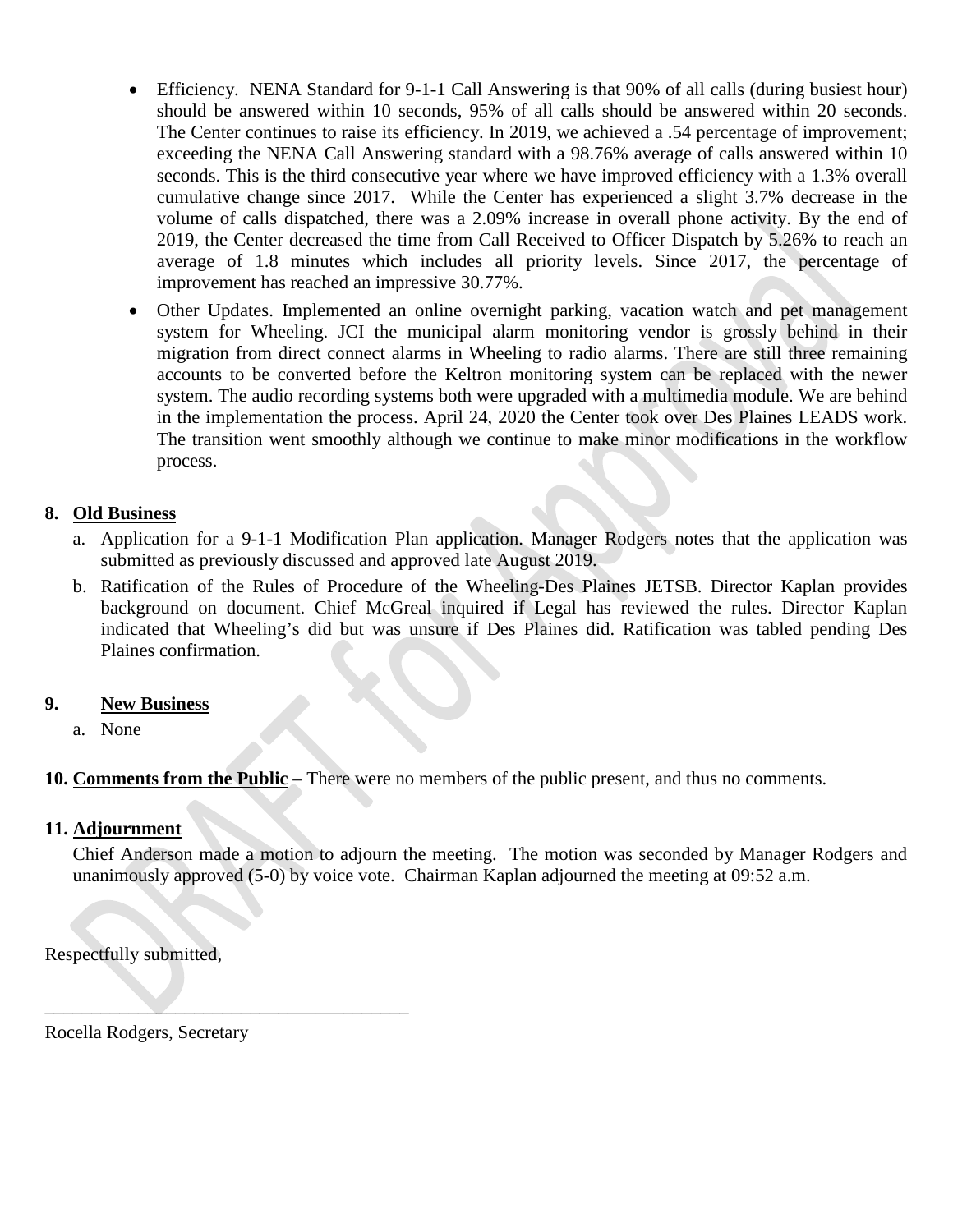- Efficiency. NENA Standard for 9-1-1 Call Answering is that 90% of all calls (during busiest hour) should be answered within 10 seconds, 95% of all calls should be answered within 20 seconds. The Center continues to raise its efficiency. In 2019, we achieved a .54 percentage of improvement; exceeding the NENA Call Answering standard with a 98.76% average of calls answered within 10 seconds. This is the third consecutive year where we have improved efficiency with a 1.3% overall cumulative change since 2017. While the Center has experienced a slight 3.7% decrease in the volume of calls dispatched, there was a 2.09% increase in overall phone activity. By the end of 2019, the Center decreased the time from Call Received to Officer Dispatch by 5.26% to reach an average of 1.8 minutes which includes all priority levels. Since 2017, the percentage of improvement has reached an impressive 30.77%.
- Other Updates. Implemented an online overnight parking, vacation watch and pet management system for Wheeling. JCI the municipal alarm monitoring vendor is grossly behind in their migration from direct connect alarms in Wheeling to radio alarms. There are still three remaining accounts to be converted before the Keltron monitoring system can be replaced with the newer system. The audio recording systems both were upgraded with a multimedia module. We are behind in the implementation the process. April 24, 2020 the Center took over Des Plaines LEADS work. The transition went smoothly although we continue to make minor modifications in the workflow process.

**8. Old Business**

a. Application for a 9-1-1 Modification Plan application. Manager Rodgers notes that the application was submitted as previously discussed and approved late August 2019.

b. Ratification of the Rules of Procedure of the Wheeling-Des Plaines JETSB. Director Kaplan provides background on document. Chief McGreal inquired if Legal has reviewed the rules. Director Kaplan indicated that Wheeling's did but was unsure if Des Plaines did. Ratification was tabled pending Des Plaines confirmation.

**9. New Business**

a. None

**10. Comments from the Public** – There were no members of the public present, and thus no comments.

**11. Adjournment**

Chief Anderson made a motion to adjourn the meeting. The motion was seconded by Manager Rodgers and unanimously approved (5-0) by voice vote. Chairman Kaplan adjourned the meeting at 09:52 a.m.

Respectfully submitted,

\_\_\_\_\_\_\_\_\_\_\_\_\_\_\_\_\_\_\_\_\_\_\_\_\_\_\_\_\_\_\_\_\_\_\_\_\_\_\_\_

Rocella Rodgers, Secretary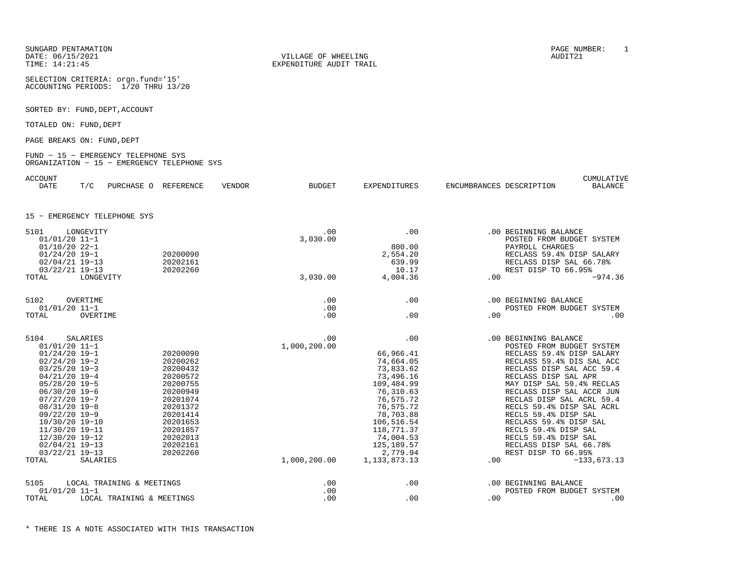SUNGARD PENTAMATION
DATE: 06/15/2021
TIME: 14:21:45

VILLAGE OF WHEELING
EXPENDITURE AUDIT TRAIL

PAGE NUMBER: 1
AUDIT21

SELECTION CRITERIA: orgn.fund='15'
ACCOUNTING PERIODS: 1/20 THRU 13/20

SORTED BY: FUND,DEPT,ACCOUNT

TOTALED ON: FUND,DEPT

PAGE BREAKS ON: FUND,DEPT

FUND - 15 - EMERGENCY TELEPHONE SYS
ORGANIZATION - 15 - EMERGENCY TELEPHONE SYS

15 - EMERGENCY TELEPHONE SYS

| ACCOUNT DATE | T/C | PURCHASE O | REFERENCE | VENDOR | BUDGET | EXPENDITURES | ENCUMBRANCES | DESCRIPTION | CUMULATIVE BALANCE |
|---|---|---|---|---|---|---|---|---|---|
| 5101 LONGEVITY | | | | | .00 | .00 | .00 | BEGINNING BALANCE | |
| 01/01/20 | 11-1 | | | | 3,030.00 | | | POSTED FROM BUDGET SYSTEM | |
| 01/10/20 | 22-1 | | | | | 800.00 | | PAYROLL CHARGES | |
| 01/24/20 | 19-1 | | 20200090 | | | 2,554.20 | | RECLASS 59.4% DISP SALARY | |
| 02/04/21 | 19-13 | | 20202161 | | | 639.99 | | RECLASS DISP SAL 66.78% | |
| 03/22/21 | 19-13 | | 20202260 | | | 10.17 | | REST DISP TO 66.95% | |
| TOTAL LONGEVITY | | | | | 3,030.00 | 4,004.36 | .00 | | -974.36 |
| 5102 OVERTIME | | | | | .00 | .00 | .00 | BEGINNING BALANCE | |
| 01/01/20 | 11-1 | | | | .00 | | | POSTED FROM BUDGET SYSTEM | |
| TOTAL OVERTIME | | | | | .00 | .00 | .00 | | .00 |
| 5104 SALARIES | | | | | .00 | .00 | .00 | BEGINNING BALANCE | |
| 01/01/20 | 11-1 | | | | 1,000,200.00 | | | POSTED FROM BUDGET SYSTEM | |
| 01/24/20 | 19-1 | | 20200090 | | | 66,966.41 | | RECLASS 59.4% DISP SALARY | |
| 02/24/20 | 19-2 | | 20200262 | | | 74,664.05 | | RECLASS 59.4% DIS SAL ACC | |
| 03/25/20 | 19-3 | | 20200432 | | | 73,833.62 | | RECLASS DISP SAL ACC 59.4 | |
| 04/21/20 | 19-4 | | 20200572 | | | 73,496.16 | | RECLASS DISP SAL APR | |
| 05/28/20 | 19-5 | | 20200755 | | | 109,484.99 | | MAY DISP SAL 59.4% RECLAS | |
| 06/30/20 | 19-6 | | 20200949 | | | 76,310.63 | | RECLASS DISP SAL ACCR JUN | |
| 07/27/20 | 19-7 | | 20201074 | | | 76,575.72 | | RECLAS DISP SAL ACRL 59.4 | |
| 08/31/20 | 19-8 | | 20201372 | | | 76,575.72 | | RECLS 59.4% DISP SAL ACRL | |
| 09/22/20 | 19-9 | | 20201414 | | | 78,703.88 | | RECLS 59.4% DISP SAL | |
| 10/30/20 | 19-10 | | 20201653 | | | 106,516.54 | | RECLASS 59.4% DISP SAL | |
| 11/30/20 | 19-11 | | 20201857 | | | 118,771.37 | | RECLS 59.4% DISP SAL | |
| 12/30/20 | 19-12 | | 20202013 | | | 74,004.53 | | RECLS 59.4% DISP SAL | |
| 02/04/21 | 19-13 | | 20202161 | | | 125,189.57 | | RECLASS DISP SAL 66.78% | |
| 03/22/21 | 19-13 | | 20202260 | | | 2,779.94 | | REST DISP TO 66.95% | |
| TOTAL SALARIES | | | | | 1,000,200.00 | 1,133,873.13 | .00 | | -133,673.13 |
| 5105 LOCAL TRAINING & MEETINGS | | | | | .00 | .00 | .00 | BEGINNING BALANCE | |
| 01/01/20 | 11-1 | | | | .00 | | | POSTED FROM BUDGET SYSTEM | |
| TOTAL LOCAL TRAINING & MEETINGS | | | | | .00 | .00 | .00 | | .00 |

* THERE IS A NOTE ASSOCIATED WITH THIS TRANSACTION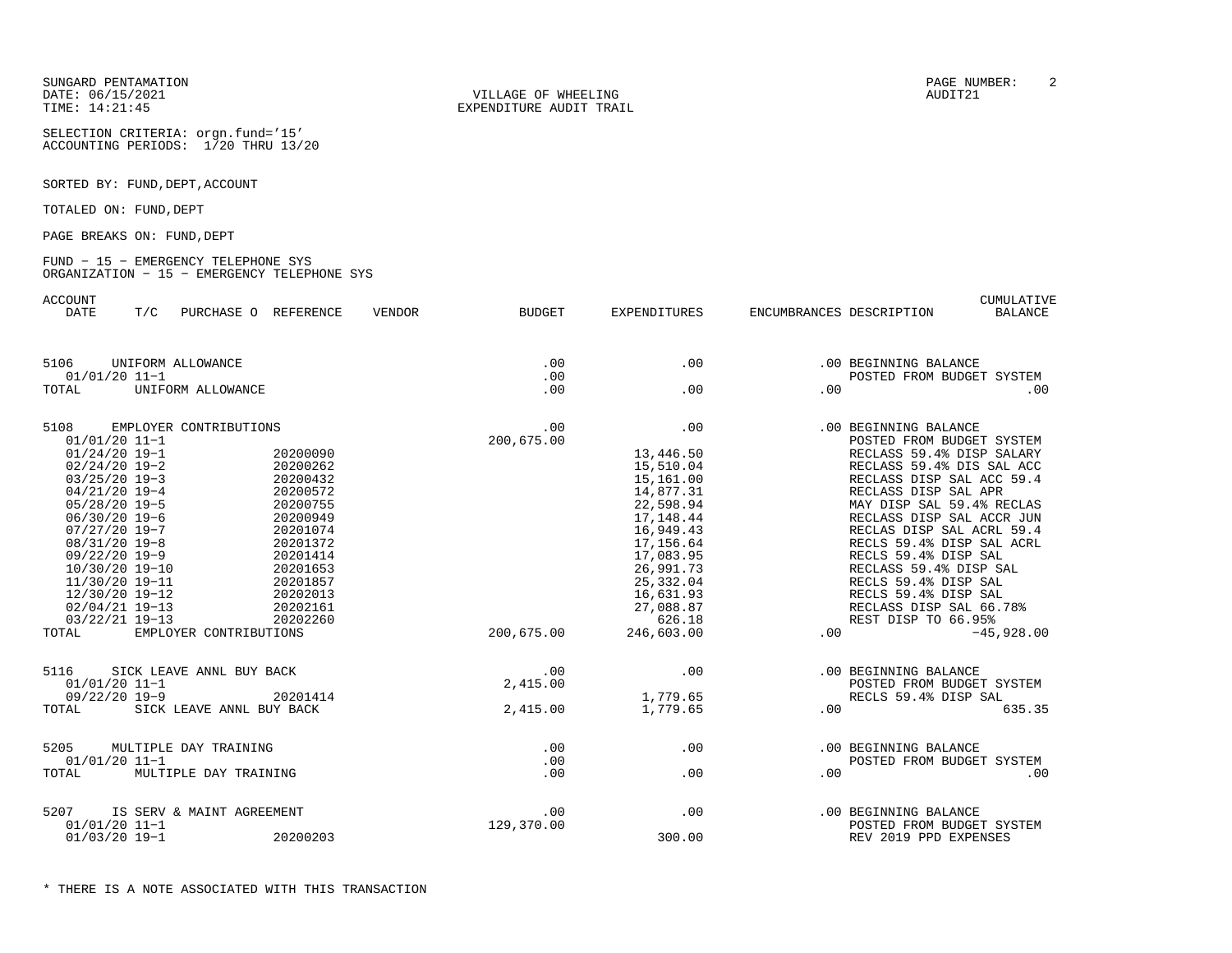SUNGARD PENTAMATION
DATE: 06/15/2021
TIME: 14:21:45

VILLAGE OF WHEELING
EXPENDITURE AUDIT TRAIL

PAGE NUMBER: 2
AUDIT21

SELECTION CRITERIA: orgn.fund='15'
ACCOUNTING PERIODS: 1/20 THRU 13/20

SORTED BY: FUND,DEPT,ACCOUNT

TOTALED ON: FUND,DEPT

PAGE BREAKS ON: FUND,DEPT

FUND - 15 - EMERGENCY TELEPHONE SYS
ORGANIZATION - 15 - EMERGENCY TELEPHONE SYS

| ACCOUNT DATE | T/C | PURCHASE O | REFERENCE | VENDOR | BUDGET | EXPENDITURES | ENCUMBRANCES | DESCRIPTION | CUMULATIVE BALANCE |
|---|---|---|---|---|---|---|---|---|---|
| 5106 UNIFORM ALLOWANCE | | | | | .00 | .00 | .00 | BEGINNING BALANCE | |
| 01/01/20 | 11-1 | | | | .00 | | | POSTED FROM BUDGET SYSTEM | |
| TOTAL UNIFORM ALLOWANCE | | | | | .00 | .00 | .00 | | .00 |
| 5108 EMPLOYER CONTRIBUTIONS | | | | | .00 | .00 | .00 | BEGINNING BALANCE | |
| 01/01/20 | 11-1 | | | | 200,675.00 | | | POSTED FROM BUDGET SYSTEM | |
| 01/24/20 | 19-1 | | 20200090 | | | 13,446.50 | | RECLASS 59.4% DISP SALARY | |
| 02/24/20 | 19-2 | | 20200262 | | | 15,510.04 | | RECLASS 59.4% DIS SAL ACC | |
| 03/25/20 | 19-3 | | 20200432 | | | 15,161.00 | | RECLASS DISP SAL ACC 59.4 | |
| 04/21/20 | 19-4 | | 20200572 | | | 14,877.31 | | RECLASS DISP SAL APR | |
| 05/28/20 | 19-5 | | 20200755 | | | 22,598.94 | | MAY DISP SAL 59.4% RECLAS | |
| 06/30/20 | 19-6 | | 20200949 | | | 17,148.44 | | RECLASS DISP SAL ACCR JUN | |
| 07/27/20 | 19-7 | | 20201074 | | | 16,949.43 | | RECLAS DISP SAL ACRL 59.4 | |
| 08/31/20 | 19-8 | | 20201372 | | | 17,156.64 | | RECLS 59.4% DISP SAL ACRL | |
| 09/22/20 | 19-9 | | 20201414 | | | 17,083.95 | | RECLS 59.4% DISP SAL | |
| 10/30/20 | 19-10 | | 20201653 | | | 26,991.73 | | RECLASS 59.4% DISP SAL | |
| 11/30/20 | 19-11 | | 20201857 | | | 25,332.04 | | RECLS 59.4% DISP SAL | |
| 12/30/20 | 19-12 | | 20202013 | | | 16,631.93 | | RECLS 59.4% DISP SAL | |
| 02/04/21 | 19-13 | | 20202161 | | | 27,088.87 | | RECLASS DISP SAL 66.78% | |
| 03/22/21 | 19-13 | | 20202260 | | | 626.18 | | REST DISP TO 66.95% | |
| TOTAL EMPLOYER CONTRIBUTIONS | | | | | 200,675.00 | 246,603.00 | .00 | | -45,928.00 |
| 5116 SICK LEAVE ANNL BUY BACK | | | | | .00 | .00 | .00 | BEGINNING BALANCE | |
| 01/01/20 | 11-1 | | | | 2,415.00 | | | POSTED FROM BUDGET SYSTEM | |
| 09/22/20 | 19-9 | | 20201414 | | | 1,779.65 | | RECLS 59.4% DISP SAL | |
| TOTAL SICK LEAVE ANNL BUY BACK | | | | | 2,415.00 | 1,779.65 | .00 | | 635.35 |
| 5205 MULTIPLE DAY TRAINING | | | | | .00 | .00 | .00 | BEGINNING BALANCE | |
| 01/01/20 | 11-1 | | | | .00 | | | POSTED FROM BUDGET SYSTEM | |
| TOTAL MULTIPLE DAY TRAINING | | | | | .00 | .00 | .00 | | .00 |
| 5207 IS SERV & MAINT AGREEMENT | | | | | .00 | .00 | .00 | BEGINNING BALANCE | |
| 01/01/20 | 11-1 | | | | 129,370.00 | | | POSTED FROM BUDGET SYSTEM | |
| 01/03/20 | 19-1 | | 20200203 | | | 300.00 | | REV 2019 PPD EXPENSES | |

* THERE IS A NOTE ASSOCIATED WITH THIS TRANSACTION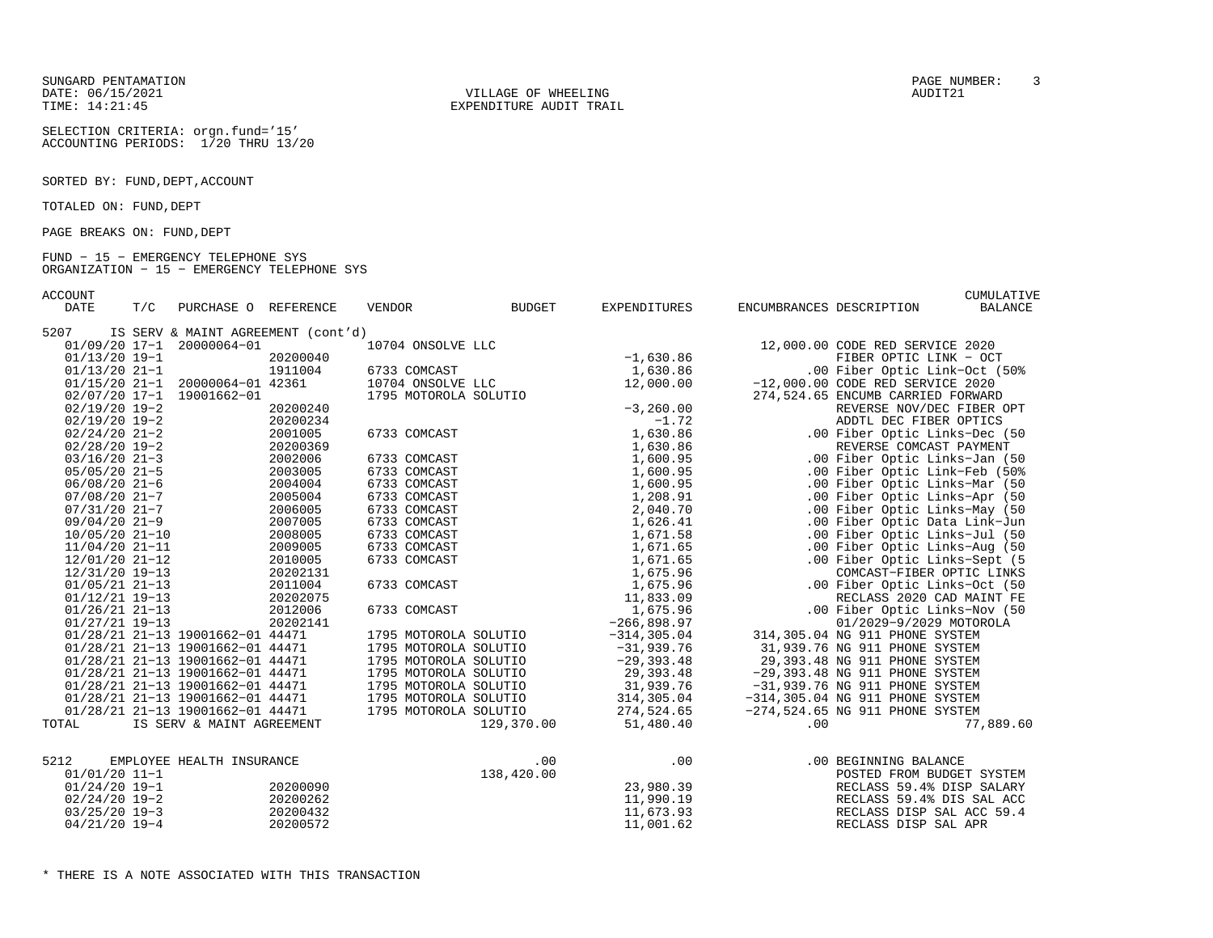SUNGARD PENTAMATION
DATE: 06/15/2021
TIME: 14:21:45

VILLAGE OF WHEELING
EXPENDITURE AUDIT TRAIL

PAGE NUMBER: 3
AUDIT21

SELECTION CRITERIA: orgn.fund='15'
ACCOUNTING PERIODS: 1/20 THRU 13/20

SORTED BY: FUND,DEPT,ACCOUNT

TOTALED ON: FUND,DEPT

PAGE BREAKS ON: FUND,DEPT

FUND - 15 - EMERGENCY TELEPHONE SYS
ORGANIZATION - 15 - EMERGENCY TELEPHONE SYS

| ACCOUNT DATE | T/C | PURCHASE O | REFERENCE | VENDOR | BUDGET | EXPENDITURES | ENCUMBRANCES | DESCRIPTION | CUMULATIVE BALANCE |
|---|---|---|---|---|---|---|---|---|---|
| 5207 IS SERV & MAINT AGREEMENT (cont'd) | | | | | | | | | |
| 01/09/20 | 17-1 | 20000064-01 | | 10704 ONSOLVE LLC | | | 12,000.00 | CODE RED SERVICE 2020 | |
| 01/13/20 | 19-1 | | 20200040 | | | -1,630.86 | | FIBER OPTIC LINK - OCT | |
| 01/13/20 | 21-1 | | 1911004 | 6733 COMCAST | | 1,630.86 | .00 | Fiber Optic Link-Oct (50% | |
| 01/15/20 | 21-1 | 20000064-01 | 42361 | 10704 ONSOLVE LLC | | 12,000.00 | -12,000.00 | CODE RED SERVICE 2020 | |
| 02/07/20 | 17-1 | 19001662-01 | | 1795 MOTOROLA SOLUTIO | | | 274,524.65 | ENCUMB CARRIED FORWARD | |
| 02/19/20 | 19-2 | | 20200240 | | | -3,260.00 | | REVERSE NOV/DEC FIBER OPT | |
| 02/19/20 | 19-2 | | 20200234 | | | -1.72 | | ADDTL DEC FIBER OPTICS | |
| 02/24/20 | 21-2 | | 2001005 | 6733 COMCAST | | 1,630.86 | .00 | Fiber Optic Links-Dec (50 | |
| 02/28/20 | 19-2 | | 20200369 | | | 1,630.86 | | REVERSE COMCAST PAYMENT | |
| 03/16/20 | 21-3 | | 2002006 | 6733 COMCAST | | 1,600.95 | .00 | Fiber Optic Links-Jan (50 | |
| 05/05/20 | 21-5 | | 2003005 | 6733 COMCAST | | 1,600.95 | .00 | Fiber Optic Link-Feb (50% | |
| 06/08/20 | 21-6 | | 2004004 | 6733 COMCAST | | 1,600.95 | .00 | Fiber Optic Links-Mar (50 | |
| 07/08/20 | 21-7 | | 2005004 | 6733 COMCAST | | 1,208.91 | .00 | Fiber Optic Links-Apr (50 | |
| 07/31/20 | 21-7 | | 2006005 | 6733 COMCAST | | 2,040.70 | .00 | Fiber Optic Links-May (50 | |
| 09/04/20 | 21-9 | | 2007005 | 6733 COMCAST | | 1,626.41 | .00 | Fiber Optic Data Link-Jun | |
| 10/05/20 | 21-10 | | 2008005 | 6733 COMCAST | | 1,671.58 | .00 | Fiber Optic Links-Jul (50 | |
| 11/04/20 | 21-11 | | 2009005 | 6733 COMCAST | | 1,671.65 | .00 | Fiber Optic Links-Aug (50 | |
| 12/01/20 | 21-12 | | 2010005 | 6733 COMCAST | | 1,671.65 | .00 | Fiber Optic Links-Sept (5 | |
| 12/31/20 | 19-13 | | 20202131 | | | 1,675.96 | | COMCAST-FIBER OPTIC LINKS | |
| 01/05/21 | 21-13 | | 2011004 | 6733 COMCAST | | 1,675.96 | .00 | Fiber Optic Links-Oct (50 | |
| 01/12/21 | 19-13 | | 20202075 | | | 11,833.09 | | RECLASS 2020 CAD MAINT FE | |
| 01/26/21 | 21-13 | | 2012006 | 6733 COMCAST | | 1,675.96 | .00 | Fiber Optic Links-Nov (50 | |
| 01/27/21 | 19-13 | | 20202141 | | | -266,898.97 | | 01/2029-9/2029 MOTOROLA | |
| 01/28/21 | 21-13 | 19001662-01 | 44471 | 1795 MOTOROLA SOLUTIO | | -314,305.04 | 314,305.04 | NG 911 PHONE SYSTEM | |
| 01/28/21 | 21-13 | 19001662-01 | 44471 | 1795 MOTOROLA SOLUTIO | | -31,939.76 | 31,939.76 | NG 911 PHONE SYSTEM | |
| 01/28/21 | 21-13 | 19001662-01 | 44471 | 1795 MOTOROLA SOLUTIO | | -29,393.48 | 29,393.48 | NG 911 PHONE SYSTEM | |
| 01/28/21 | 21-13 | 19001662-01 | 44471 | 1795 MOTOROLA SOLUTIO | | 29,393.48 | -29,393.48 | NG 911 PHONE SYSTEM | |
| 01/28/21 | 21-13 | 19001662-01 | 44471 | 1795 MOTOROLA SOLUTIO | | 31,939.76 | -31,939.76 | NG 911 PHONE SYSTEM | |
| 01/28/21 | 21-13 | 19001662-01 | 44471 | 1795 MOTOROLA SOLUTIO | | 314,305.04 | -314,305.04 | NG 911 PHONE SYSTEM | |
| 01/28/21 | 21-13 | 19001662-01 | 44471 | 1795 MOTOROLA SOLUTIO | | 274,524.65 | -274,524.65 | NG 911 PHONE SYSTEM | |
| TOTAL IS SERV & MAINT AGREEMENT | | | | | 129,370.00 | 51,480.40 | .00 | | 77,889.60 |
| 5212 EMPLOYEE HEALTH INSURANCE | | | | | .00 | .00 | .00 | BEGINNING BALANCE | |
| 01/01/20 | 11-1 | | | | 138,420.00 | | | POSTED FROM BUDGET SYSTEM | |
| 01/24/20 | 19-1 | | 20200090 | | | 23,980.39 | | RECLASS 59.4% DISP SALARY | |
| 02/24/20 | 19-2 | | 20200262 | | | 11,990.19 | | RECLASS 59.4% DIS SAL ACC | |
| 03/25/20 | 19-3 | | 20200432 | | | 11,673.93 | | RECLASS DISP SAL ACC 59.4 | |
| 04/21/20 | 19-4 | | 20200572 | | | 11,001.62 | | RECLASS DISP SAL APR | |

* THERE IS A NOTE ASSOCIATED WITH THIS TRANSACTION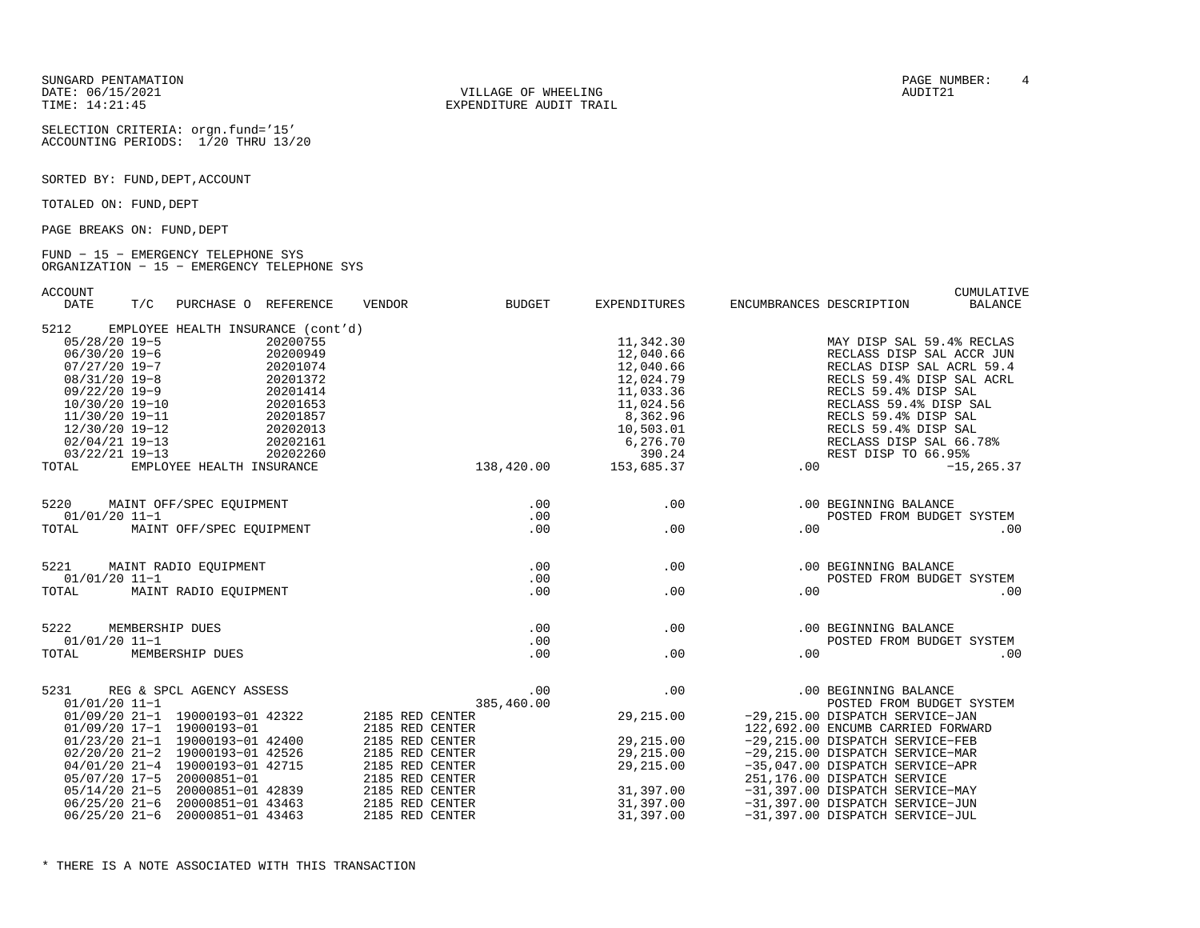SUNGARD PENTAMATION
DATE: 06/15/2021
TIME: 14:21:45

VILLAGE OF WHEELING
EXPENDITURE AUDIT TRAIL

PAGE NUMBER: 4
AUDIT21

SELECTION CRITERIA: orgn.fund='15'
ACCOUNTING PERIODS: 1/20 THRU 13/20

SORTED BY: FUND,DEPT,ACCOUNT

TOTALED ON: FUND,DEPT

PAGE BREAKS ON: FUND,DEPT

FUND - 15 - EMERGENCY TELEPHONE SYS
ORGANIZATION - 15 - EMERGENCY TELEPHONE SYS

| ACCOUNT DATE | T/C | PURCHASE O | REFERENCE | VENDOR | BUDGET | EXPENDITURES | ENCUMBRANCES | DESCRIPTION | CUMULATIVE BALANCE |
|---|---|---|---|---|---|---|---|---|---|
| 5212 EMPLOYEE HEALTH INSURANCE (cont'd) | | | | | | | | | |
| 05/28/20 | 19-5 | | 20200755 | | | 11,342.30 | | MAY DISP SAL 59.4% RECLAS | |
| 06/30/20 | 19-6 | | 20200949 | | | 12,040.66 | | RECLASS DISP SAL ACCR JUN | |
| 07/27/20 | 19-7 | | 20201074 | | | 12,040.66 | | RECLAS DISP SAL ACRL 59.4 | |
| 08/31/20 | 19-8 | | 20201372 | | | 12,024.79 | | RECLS 59.4% DISP SAL ACRL | |
| 09/22/20 | 19-9 | | 20201414 | | | 11,033.36 | | RECLS 59.4% DISP SAL | |
| 10/30/20 | 19-10 | | 20201653 | | | 11,024.56 | | RECLASS 59.4% DISP SAL | |
| 11/30/20 | 19-11 | | 20201857 | | | 8,362.96 | | RECLS 59.4% DISP SAL | |
| 12/30/20 | 19-12 | | 20202013 | | | 10,503.01 | | RECLS 59.4% DISP SAL | |
| 02/04/21 | 19-13 | | 20202161 | | | 6,276.70 | | RECLASS DISP SAL 66.78% | |
| 03/22/21 | 19-13 | | 20202260 | | | 390.24 | | REST DISP TO 66.95% | |
| TOTAL EMPLOYEE HEALTH INSURANCE | | | | | 138,420.00 | 153,685.37 | .00 | | -15,265.37 |
| 5220 MAINT OFF/SPEC EQUIPMENT | | | | | .00 | .00 | .00 | BEGINNING BALANCE | |
| 01/01/20 | 11-1 | | | | .00 | | | POSTED FROM BUDGET SYSTEM | |
| TOTAL MAINT OFF/SPEC EQUIPMENT | | | | | .00 | .00 | .00 | | .00 |
| 5221 MAINT RADIO EQUIPMENT | | | | | .00 | .00 | .00 | BEGINNING BALANCE | |
| 01/01/20 | 11-1 | | | | .00 | | | POSTED FROM BUDGET SYSTEM | |
| TOTAL MAINT RADIO EQUIPMENT | | | | | .00 | .00 | .00 | | .00 |
| 5222 MEMBERSHIP DUES | | | | | .00 | .00 | .00 | BEGINNING BALANCE | |
| 01/01/20 | 11-1 | | | | .00 | | | POSTED FROM BUDGET SYSTEM | |
| TOTAL MEMBERSHIP DUES | | | | | .00 | .00 | .00 | | .00 |
| 5231 REG & SPCL AGENCY ASSESS | | | | | .00 | .00 | .00 | BEGINNING BALANCE | |
| 01/01/20 | 11-1 | | | | 385,460.00 | | | POSTED FROM BUDGET SYSTEM | |
| 01/09/20 | 21-1 | 19000193-01 | 42322 | 2185 RED CENTER | | 29,215.00 | -29,215.00 | DISPATCH SERVICE-JAN | |
| 01/09/20 | 17-1 | 19000193-01 | | 2185 RED CENTER | | | 122,692.00 | ENCUMB CARRIED FORWARD | |
| 01/23/20 | 21-1 | 19000193-01 | 42400 | 2185 RED CENTER | | 29,215.00 | -29,215.00 | DISPATCH SERVICE-FEB | |
| 02/20/20 | 21-2 | 19000193-01 | 42526 | 2185 RED CENTER | | 29,215.00 | -29,215.00 | DISPATCH SERVICE-MAR | |
| 04/01/20 | 21-4 | 19000193-01 | 42715 | 2185 RED CENTER | | 29,215.00 | -35,047.00 | DISPATCH SERVICE-APR | |
| 05/07/20 | 17-5 | 20000851-01 | | 2185 RED CENTER | | | 251,176.00 | DISPATCH SERVICE | |
| 05/14/20 | 21-5 | 20000851-01 | 42839 | 2185 RED CENTER | | 31,397.00 | -31,397.00 | DISPATCH SERVICE-MAY | |
| 06/25/20 | 21-6 | 20000851-01 | 43463 | 2185 RED CENTER | | 31,397.00 | -31,397.00 | DISPATCH SERVICE-JUN | |
| 06/25/20 | 21-6 | 20000851-01 | 43463 | 2185 RED CENTER | | 31,397.00 | -31,397.00 | DISPATCH SERVICE-JUL | |

* THERE IS A NOTE ASSOCIATED WITH THIS TRANSACTION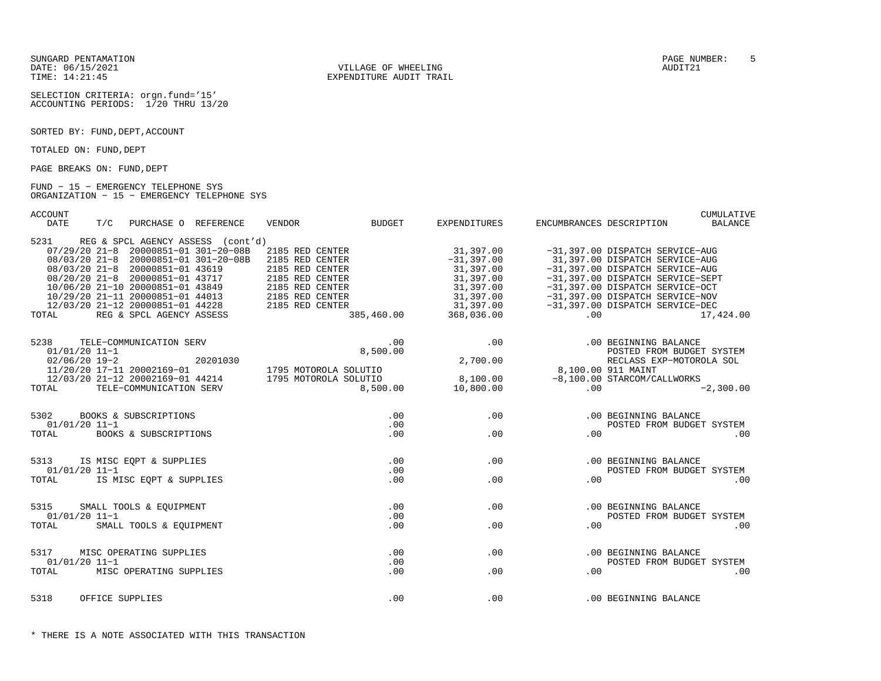SELECTION CRITERIA: orgn.fund='15'
ACCOUNTING PERIODS: 1/20 THRU 13/20

SORTED BY: FUND,DEPT,ACCOUNT

TOTALED ON: FUND,DEPT

PAGE BREAKS ON: FUND,DEPT

FUND - 15 - EMERGENCY TELEPHONE SYS
ORGANIZATION - 15 - EMERGENCY TELEPHONE SYS

| ACCOUNT DATE | T/C | PURCHASE O | REFERENCE | VENDOR | BUDGET | EXPENDITURES | ENCUMBRANCES | DESCRIPTION | CUMULATIVE BALANCE |
|---|---|---|---|---|---|---|---|---|---|
| 5231 REG & SPCL AGENCY ASSESS (cont'd) | | | | | | | | | |
| 07/29/20 | 21-8 | 20000851-01 | 301-20-08B | 2185 RED CENTER | | 31,397.00 | -31,397.00 | DISPATCH SERVICE-AUG | |
| 08/03/20 | 21-8 | 20000851-01 | 301-20-08B | 2185 RED CENTER | | -31,397.00 | 31,397.00 | DISPATCH SERVICE-AUG | |
| 08/03/20 | 21-8 | 20000851-01 | 43619 | 2185 RED CENTER | | 31,397.00 | -31,397.00 | DISPATCH SERVICE-AUG | |
| 08/20/20 | 21-8 | 20000851-01 | 43717 | 2185 RED CENTER | | 31,397.00 | -31,397.00 | DISPATCH SERVICE-SEPT | |
| 10/06/20 | 21-10 | 20000851-01 | 43849 | 2185 RED CENTER | | 31,397.00 | -31,397.00 | DISPATCH SERVICE-OCT | |
| 10/29/20 | 21-11 | 20000851-01 | 44013 | 2185 RED CENTER | | 31,397.00 | -31,397.00 | DISPATCH SERVICE-NOV | |
| 12/03/20 | 21-12 | 20000851-01 | 44228 | 2185 RED CENTER | | 31,397.00 | -31,397.00 | DISPATCH SERVICE-DEC | |
| TOTAL | | REG & SPCL AGENCY ASSESS | | | 385,460.00 | 368,036.00 | .00 | | 17,424.00 |
| 5238 TELE-COMMUNICATION SERV | | | | | .00 | .00 | .00 | BEGINNING BALANCE | |
| 01/01/20 | 11-1 | | | | 8,500.00 | | | POSTED FROM BUDGET SYSTEM | |
| 02/06/20 | 19-2 | | 20201030 | | | 2,700.00 | | RECLASS EXP-MOTOROLA SOL | |
| 11/20/20 | 17-11 | 20002169-01 | | 1795 MOTOROLA SOLUTIO | | | 8,100.00 | 911 MAINT | |
| 12/03/20 | 21-12 | 20002169-01 | 44214 | 1795 MOTOROLA SOLUTIO | | 8,100.00 | -8,100.00 | STARCOM/CALLWORKS | |
| TOTAL | | TELE-COMMUNICATION SERV | | | 8,500.00 | 10,800.00 | .00 | | -2,300.00 |
| 5302 BOOKS & SUBSCRIPTIONS | | | | | .00 | .00 | .00 | BEGINNING BALANCE | |
| 01/01/20 | 11-1 | | | | .00 | | | POSTED FROM BUDGET SYSTEM | |
| TOTAL | | BOOKS & SUBSCRIPTIONS | | | .00 | .00 | .00 | | .00 |
| 5313 IS MISC EQPT & SUPPLIES | | | | | .00 | .00 | .00 | BEGINNING BALANCE | |
| 01/01/20 | 11-1 | | | | .00 | | | POSTED FROM BUDGET SYSTEM | |
| TOTAL | | IS MISC EQPT & SUPPLIES | | | .00 | .00 | .00 | | .00 |
| 5315 SMALL TOOLS & EQUIPMENT | | | | | .00 | .00 | .00 | BEGINNING BALANCE | |
| 01/01/20 | 11-1 | | | | .00 | | | POSTED FROM BUDGET SYSTEM | |
| TOTAL | | SMALL TOOLS & EQUIPMENT | | | .00 | .00 | .00 | | .00 |
| 5317 MISC OPERATING SUPPLIES | | | | | .00 | .00 | .00 | BEGINNING BALANCE | |
| 01/01/20 | 11-1 | | | | .00 | | | POSTED FROM BUDGET SYSTEM | |
| TOTAL | | MISC OPERATING SUPPLIES | | | .00 | .00 | .00 | | .00 |
| 5318 OFFICE SUPPLIES | | | | | .00 | .00 | .00 | BEGINNING BALANCE | |

* THERE IS A NOTE ASSOCIATED WITH THIS TRANSACTION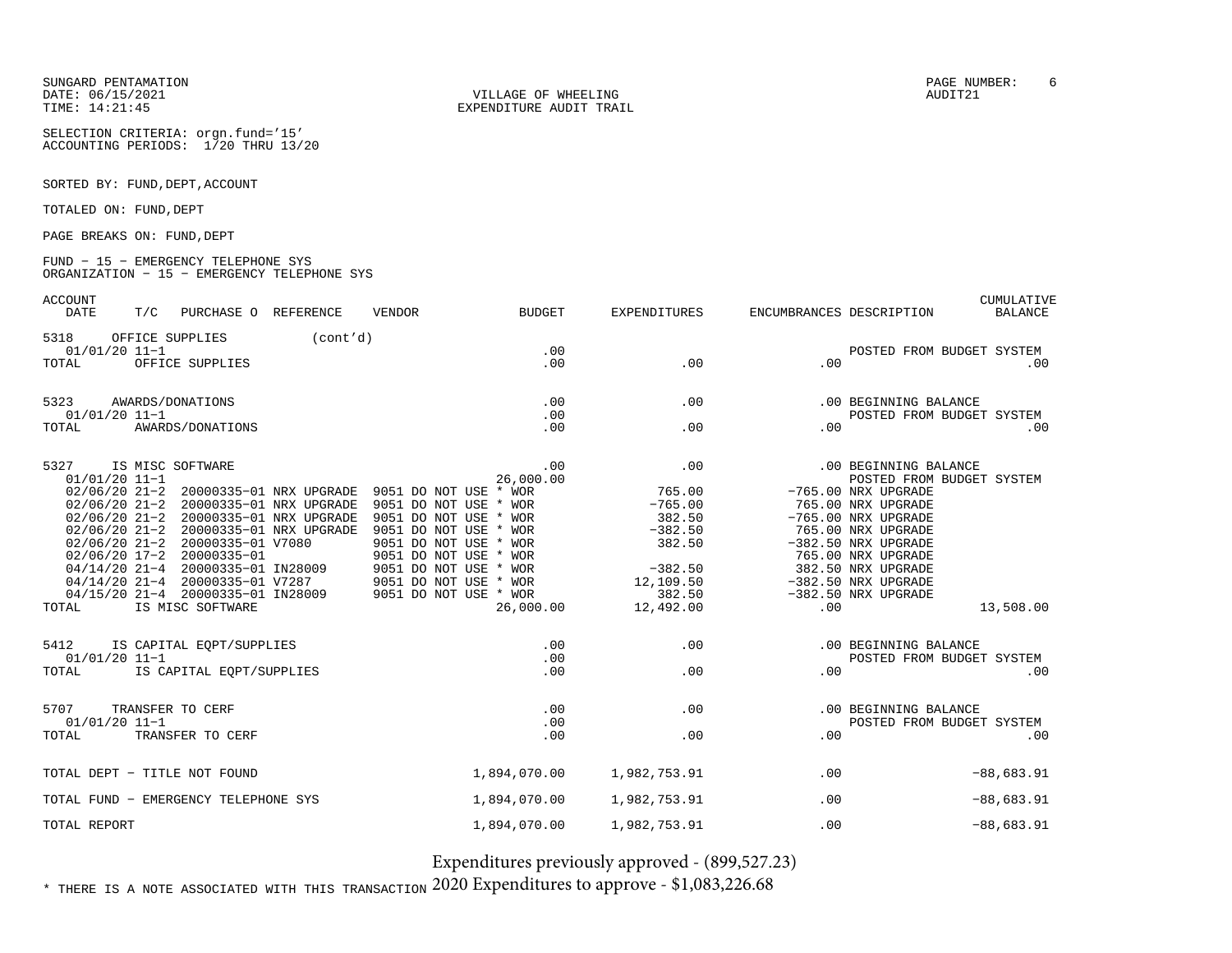SUNGARD PENTAMATION
DATE: 06/15/2021
TIME: 14:21:45

VILLAGE OF WHEELING
EXPENDITURE AUDIT TRAIL

AUDIT21

SELECTION CRITERIA: orgn.fund='15'
ACCOUNTING PERIODS: 1/20 THRU 13/20

SORTED BY: FUND,DEPT,ACCOUNT

TOTALED ON: FUND,DEPT

PAGE BREAKS ON: FUND,DEPT

FUND - 15 - EMERGENCY TELEPHONE SYS
ORGANIZATION - 15 - EMERGENCY TELEPHONE SYS

| ACCOUNT DATE | T/C | PURCHASE O | REFERENCE | VENDOR | BUDGET | EXPENDITURES | ENCUMBRANCES | DESCRIPTION | CUMULATIVE BALANCE |
|---|---|---|---|---|---|---|---|---|---|
| 5318 OFFICE SUPPLIES (cont'd) | | | | | | | | | |
| 01/01/20 | 11-1 | | | | .00 | | | POSTED FROM BUDGET SYSTEM | |
| TOTAL OFFICE SUPPLIES | | | | | .00 | .00 | .00 | | .00 |
| 5323 AWARDS/DONATIONS | | | | | .00 | .00 | .00 | BEGINNING BALANCE | |
| 01/01/20 | 11-1 | | | | .00 | | | POSTED FROM BUDGET SYSTEM | |
| TOTAL AWARDS/DONATIONS | | | | | .00 | .00 | .00 | | .00 |
| 5327 IS MISC SOFTWARE | | | | | .00 | .00 | .00 | BEGINNING BALANCE | |
| 01/01/20 | 11-1 | | | | 26,000.00 | | | POSTED FROM BUDGET SYSTEM | |
| 02/06/20 | 21-2 | 20000335-01 | NRX UPGRADE | 9051 DO NOT USE * WOR | | 765.00 | -765.00 | NRX UPGRADE | |
| 02/06/20 | 21-2 | 20000335-01 | NRX UPGRADE | 9051 DO NOT USE * WOR | | -765.00 | 765.00 | NRX UPGRADE | |
| 02/06/20 | 21-2 | 20000335-01 | NRX UPGRADE | 9051 DO NOT USE * WOR | | 382.50 | -765.00 | NRX UPGRADE | |
| 02/06/20 | 21-2 | 20000335-01 | NRX UPGRADE | 9051 DO NOT USE * WOR | | -382.50 | 765.00 | NRX UPGRADE | |
| 02/06/20 | 21-2 | 20000335-01 | V7080 | 9051 DO NOT USE * WOR | | 382.50 | -382.50 | NRX UPGRADE | |
| 02/06/20 | 17-2 | 20000335-01 | | 9051 DO NOT USE * WOR | | | 765.00 | NRX UPGRADE | |
| 04/14/20 | 21-4 | 20000335-01 | IN28009 | 9051 DO NOT USE * WOR | | -382.50 | 382.50 | NRX UPGRADE | |
| 04/14/20 | 21-4 | 20000335-01 | V7287 | 9051 DO NOT USE * WOR | | 12,109.50 | -382.50 | NRX UPGRADE | |
| 04/15/20 | 21-4 | 20000335-01 | IN28009 | 9051 DO NOT USE * WOR | | 382.50 | -382.50 | NRX UPGRADE | |
| TOTAL IS MISC SOFTWARE | | | | | 26,000.00 | 12,492.00 | .00 | | 13,508.00 |
| 5412 IS CAPITAL EQPT/SUPPLIES | | | | | .00 | .00 | .00 | BEGINNING BALANCE | |
| 01/01/20 | 11-1 | | | | .00 | | | POSTED FROM BUDGET SYSTEM | |
| TOTAL IS CAPITAL EQPT/SUPPLIES | | | | | .00 | .00 | .00 | | .00 |
| 5707 TRANSFER TO CERF | | | | | .00 | .00 | .00 | BEGINNING BALANCE | |
| 01/01/20 | 11-1 | | | | .00 | | | POSTED FROM BUDGET SYSTEM | |
| TOTAL TRANSFER TO CERF | | | | | .00 | .00 | .00 | | .00 |
| TOTAL DEPT - TITLE NOT FOUND | | | | | 1,894,070.00 | 1,982,753.91 | .00 | | -88,683.91 |
| TOTAL FUND - EMERGENCY TELEPHONE SYS | | | | | 1,894,070.00 | 1,982,753.91 | .00 | | -88,683.91 |
| TOTAL REPORT | | | | | 1,894,070.00 | 1,982,753.91 | .00 | | -88,683.91 |

Expenditures previously approved - (899,527.23)

2020 Expenditures to approve - $1,083,226.68

* THERE IS A NOTE ASSOCIATED WITH THIS TRANSACTION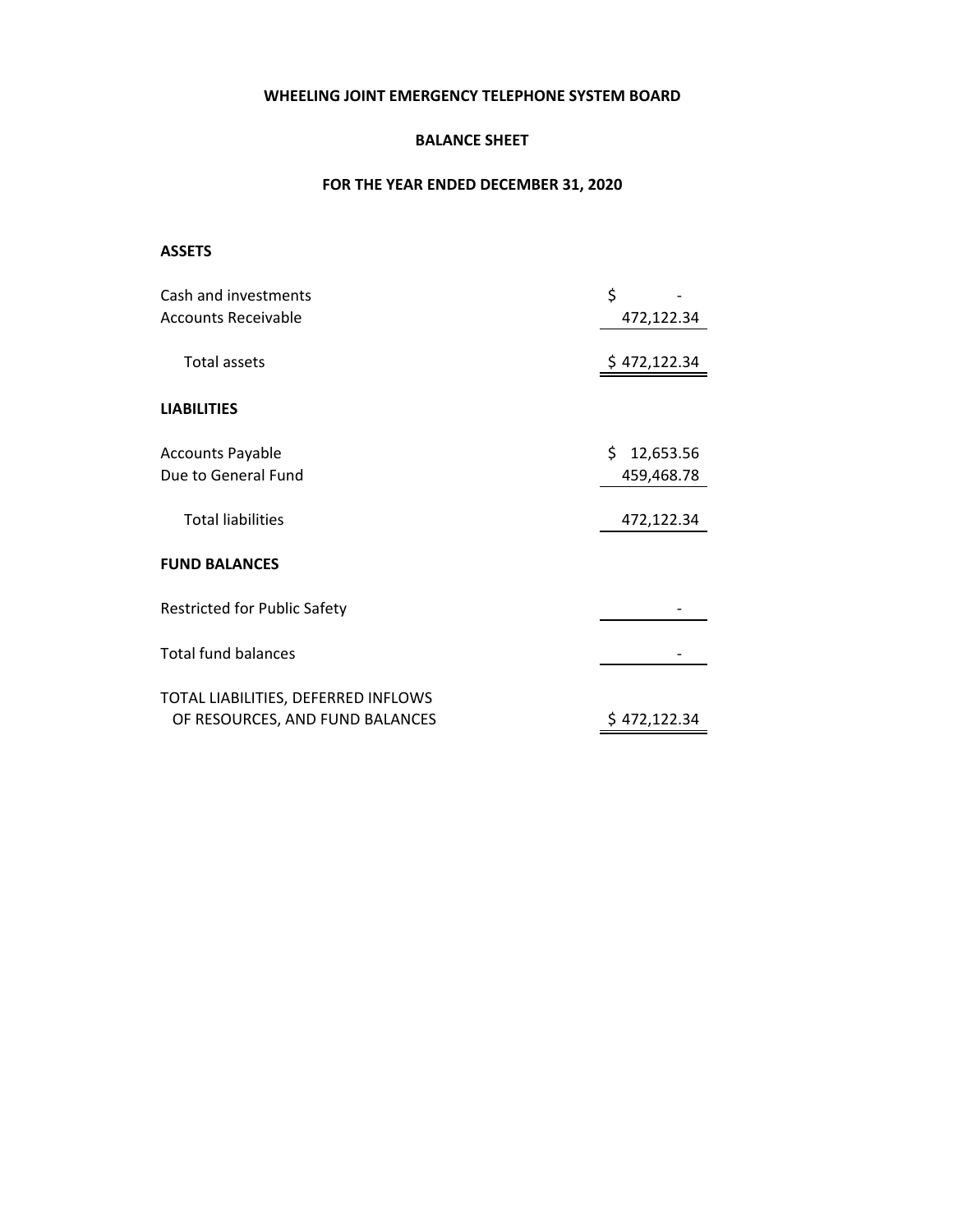# WHEELING JOINT EMERGENCY TELEPHONE SYSTEM BOARD

## BALANCE SHEET

### FOR THE YEAR ENDED DECEMBER 31, 2020

| | |
|---|---|
| **ASSETS** | |
| Cash and investments | $ - |
| Accounts Receivable | 472,122.34 |
| Total assets | $ 472,122.34 |
| **LIABILITIES** | |
| Accounts Payable | $ 12,653.56 |
| Due to General Fund | 459,468.78 |
| Total liabilities | 472,122.34 |
| **FUND BALANCES** | |
| Restricted for Public Safety | - |
| Total fund balances | - |
| TOTAL LIABILITIES, DEFERRED INFLOWS OF RESOURCES, AND FUND BALANCES | $ 472,122.34 |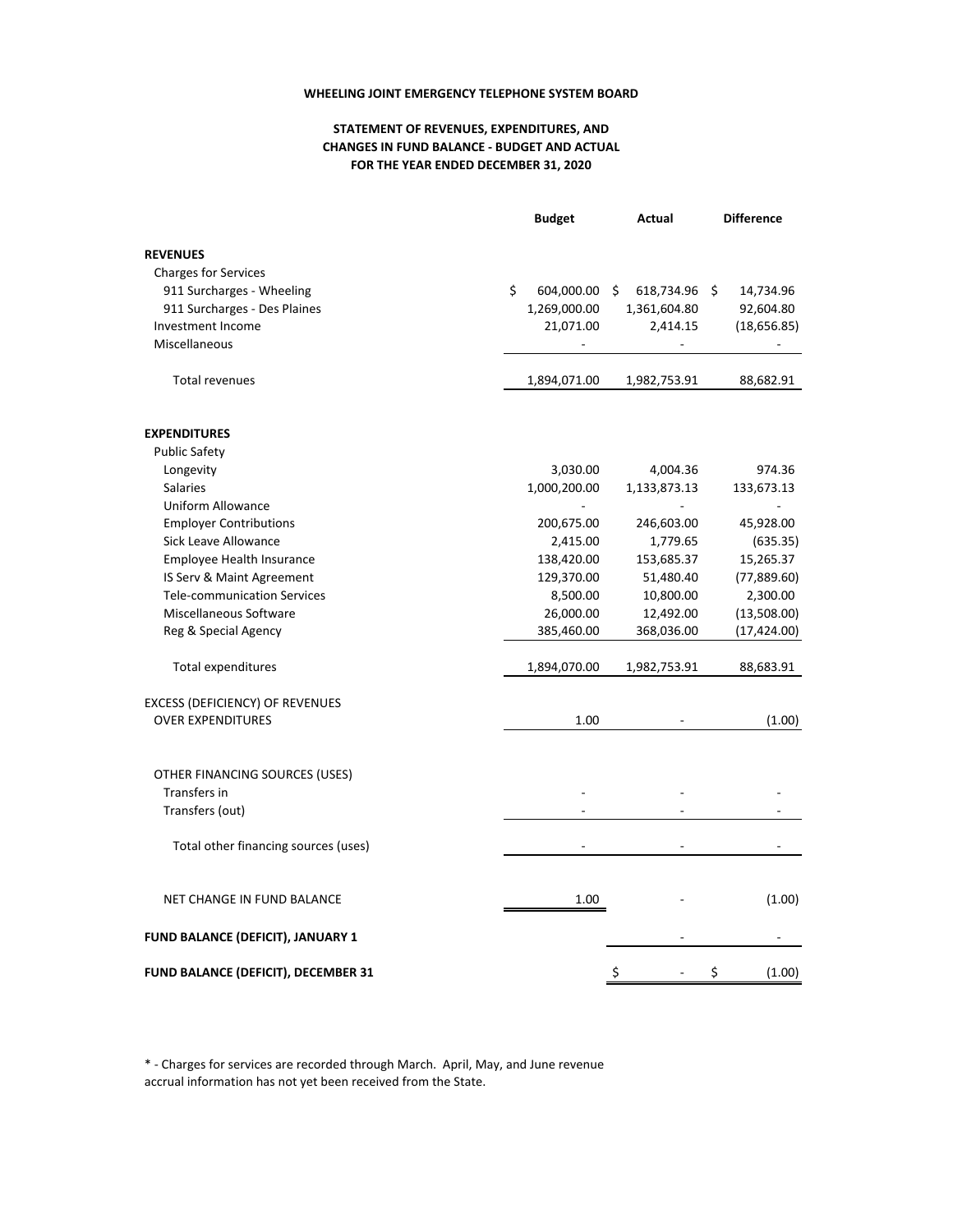**WHEELING JOINT EMERGENCY TELEPHONE SYSTEM BOARD**

**STATEMENT OF REVENUES, EXPENDITURES, AND CHANGES IN FUND BALANCE - BUDGET AND ACTUAL FOR THE YEAR ENDED DECEMBER 31, 2020**

| | Budget | Actual | Difference |
|---|---|---|---|
| **REVENUES** | | | |
| Charges for Services | | | |
| 911 Surcharges - Wheeling | $ 604,000.00 | $ 618,734.96 | $ 14,734.96 |
| 911 Surcharges - Des Plaines | 1,269,000.00 | 1,361,604.80 | 92,604.80 |
| Investment Income | 21,071.00 | 2,414.15 | (18,656.85) |
| Miscellaneous | - | - | - |
| Total revenues | 1,894,071.00 | 1,982,753.91 | 88,682.91 |
| **EXPENDITURES** | | | |
| Public Safety | | | |
| Longevity | 3,030.00 | 4,004.36 | 974.36 |
| Salaries | 1,000,200.00 | 1,133,873.13 | 133,673.13 |
| Uniform Allowance | - | - | - |
| Employer Contributions | 200,675.00 | 246,603.00 | 45,928.00 |
| Sick Leave Allowance | 2,415.00 | 1,779.65 | (635.35) |
| Employee Health Insurance | 138,420.00 | 153,685.37 | 15,265.37 |
| IS Serv & Maint Agreement | 129,370.00 | 51,480.40 | (77,889.60) |
| Tele-communication Services | 8,500.00 | 10,800.00 | 2,300.00 |
| Miscellaneous Software | 26,000.00 | 12,492.00 | (13,508.00) |
| Reg & Special Agency | 385,460.00 | 368,036.00 | (17,424.00) |
| Total expenditures | 1,894,070.00 | 1,982,753.91 | 88,683.91 |
| EXCESS (DEFICIENCY) OF REVENUES OVER EXPENDITURES | 1.00 | - | (1.00) |
| OTHER FINANCING SOURCES (USES) | | | |
| Transfers in | - | - | - |
| Transfers (out) | - | - | - |
| Total other financing sources (uses) | - | - | - |
| NET CHANGE IN FUND BALANCE | 1.00 | - | (1.00) |
| **FUND BALANCE (DEFICIT), JANUARY 1** | | - | - |
| **FUND BALANCE (DEFICIT), DECEMBER 31** | | $ - | $ (1.00) |

* - Charges for services are recorded through March. April, May, and June revenue accrual information has not yet been received from the State.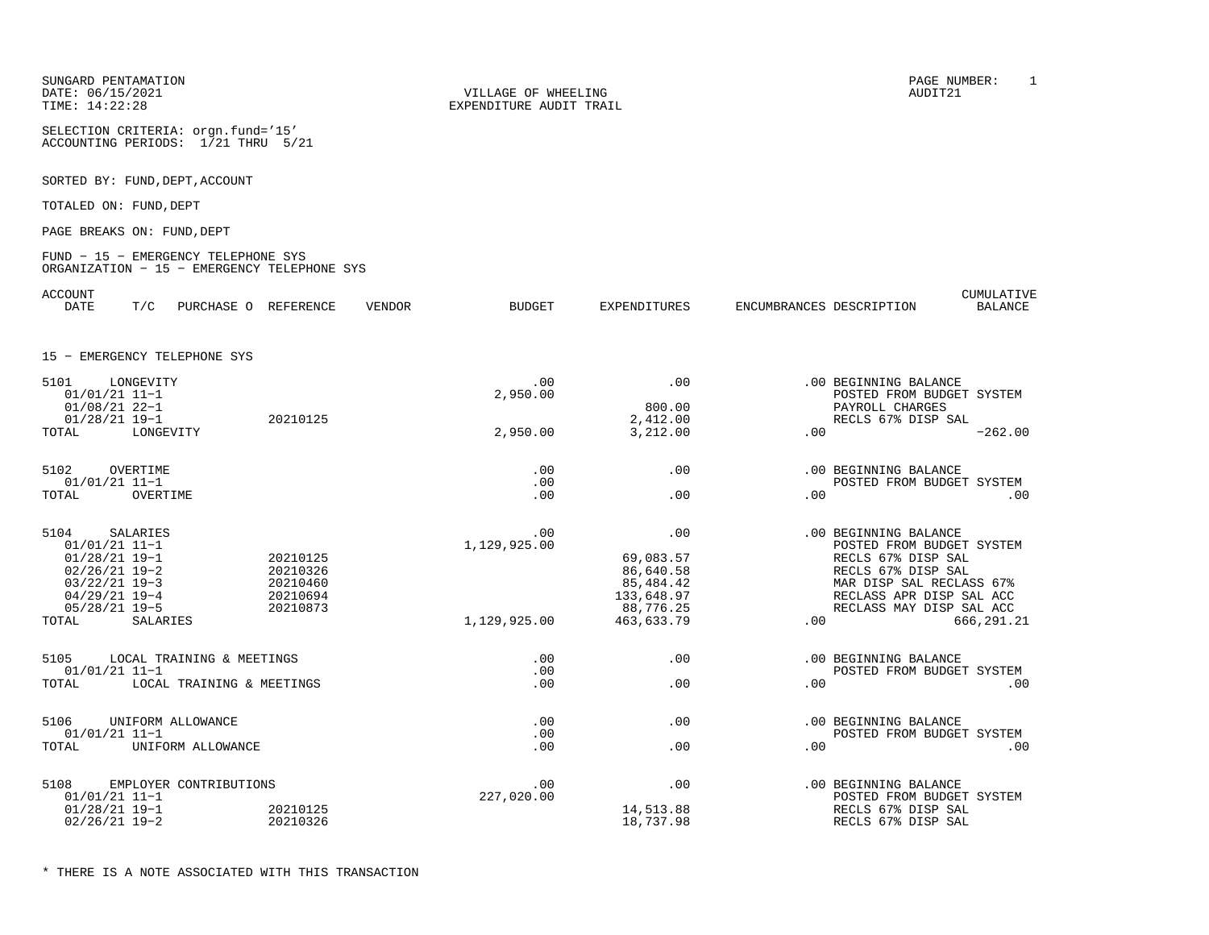SUNGARD PENTAMATION
DATE: 06/15/2021
TIME: 14:22:28

VILLAGE OF WHEELING
EXPENDITURE AUDIT TRAIL

PAGE NUMBER: 1
AUDIT21

SELECTION CRITERIA: orgn.fund='15'
ACCOUNTING PERIODS: 1/21 THRU 5/21

SORTED BY: FUND,DEPT,ACCOUNT

TOTALED ON: FUND,DEPT

PAGE BREAKS ON: FUND,DEPT

FUND - 15 - EMERGENCY TELEPHONE SYS
ORGANIZATION - 15 - EMERGENCY TELEPHONE SYS

| ACCOUNT DATE | T/C | PURCHASE O | REFERENCE | VENDOR | BUDGET | EXPENDITURES | ENCUMBRANCES | DESCRIPTION | CUMULATIVE BALANCE |
|---|---|---|---|---|---|---|---|---|---|
| **15 - EMERGENCY TELEPHONE SYS** | | | | | | | | | |
| 5101 LONGEVITY | | | | | .00 | .00 | .00 | BEGINNING BALANCE | |
| 01/01/21 | 11-1 | | | | 2,950.00 | | | POSTED FROM BUDGET SYSTEM | |
| 01/08/21 | 22-1 | | | | | 800.00 | | PAYROLL CHARGES | |
| 01/28/21 | 19-1 | | 20210125 | | | 2,412.00 | | RECLS 67% DISP SAL | |
| TOTAL LONGEVITY | | | | | 2,950.00 | 3,212.00 | .00 | | -262.00 |
| 5102 OVERTIME | | | | | .00 | .00 | .00 | BEGINNING BALANCE | |
| 01/01/21 | 11-1 | | | | .00 | | | POSTED FROM BUDGET SYSTEM | |
| TOTAL OVERTIME | | | | | .00 | .00 | .00 | | .00 |
| 5104 SALARIES | | | | | .00 | .00 | .00 | BEGINNING BALANCE | |
| 01/01/21 | 11-1 | | | | 1,129,925.00 | | | POSTED FROM BUDGET SYSTEM | |
| 01/28/21 | 19-1 | | 20210125 | | | 69,083.57 | | RECLS 67% DISP SAL | |
| 02/26/21 | 19-2 | | 20210326 | | | 86,640.58 | | RECLS 67% DISP SAL | |
| 03/22/21 | 19-3 | | 20210460 | | | 85,484.42 | | MAR DISP SAL RECLASS 67% | |
| 04/29/21 | 19-4 | | 20210694 | | | 133,648.97 | | RECLASS APR DISP SAL ACC | |
| 05/28/21 | 19-5 | | 20210873 | | | 88,776.25 | | RECLASS MAY DISP SAL ACC | |
| TOTAL SALARIES | | | | | 1,129,925.00 | 463,633.79 | .00 | | 666,291.21 |
| 5105 LOCAL TRAINING & MEETINGS | | | | | .00 | .00 | .00 | BEGINNING BALANCE | |
| 01/01/21 | 11-1 | | | | .00 | | | POSTED FROM BUDGET SYSTEM | |
| TOTAL LOCAL TRAINING & MEETINGS | | | | | .00 | .00 | .00 | | .00 |
| 5106 UNIFORM ALLOWANCE | | | | | .00 | .00 | .00 | BEGINNING BALANCE | |
| 01/01/21 | 11-1 | | | | .00 | | | POSTED FROM BUDGET SYSTEM | |
| TOTAL UNIFORM ALLOWANCE | | | | | .00 | .00 | .00 | | .00 |
| 5108 EMPLOYER CONTRIBUTIONS | | | | | .00 | .00 | .00 | BEGINNING BALANCE | |
| 01/01/21 | 11-1 | | | | 227,020.00 | | | POSTED FROM BUDGET SYSTEM | |
| 01/28/21 | 19-1 | | 20210125 | | | 14,513.88 | | RECLS 67% DISP SAL | |
| 02/26/21 | 19-2 | | 20210326 | | | 18,737.98 | | RECLS 67% DISP SAL | |

* THERE IS A NOTE ASSOCIATED WITH THIS TRANSACTION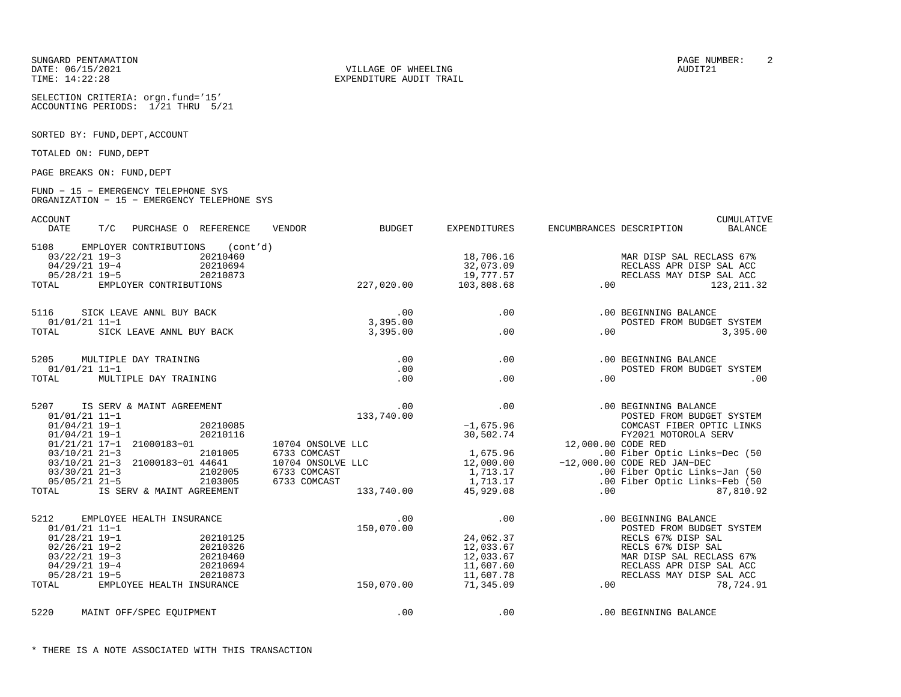SUNGARD PENTAMATION
DATE: 06/15/2021
TIME: 14:22:28

VILLAGE OF WHEELING
EXPENDITURE AUDIT TRAIL

AUDIT21

SELECTION CRITERIA: orgn.fund='15'
ACCOUNTING PERIODS: 1/21 THRU 5/21

SORTED BY: FUND,DEPT,ACCOUNT

TOTALED ON: FUND,DEPT

PAGE BREAKS ON: FUND,DEPT

FUND - 15 - EMERGENCY TELEPHONE SYS
ORGANIZATION - 15 - EMERGENCY TELEPHONE SYS

| ACCOUNT DATE | T/C | PURCHASE O | REFERENCE | VENDOR | BUDGET | EXPENDITURES | ENCUMBRANCES | DESCRIPTION | CUMULATIVE BALANCE |
|---|---|---|---|---|---|---|---|---|---|
| 5108 EMPLOYER CONTRIBUTIONS (cont'd) | | | | | | | | | |
| 03/22/21 | 19-3 | | 20210460 | | | 18,706.16 | | MAR DISP SAL RECLASS 67% | |
| 04/29/21 | 19-4 | | 20210694 | | | 32,073.09 | | RECLASS APR DISP SAL ACC | |
| 05/28/21 | 19-5 | | 20210873 | | | 19,777.57 | | RECLASS MAY DISP SAL ACC | |
| TOTAL EMPLOYER CONTRIBUTIONS | | | | | 227,020.00 | 103,808.68 | .00 | | 123,211.32 |
| 5116 SICK LEAVE ANNL BUY BACK | | | | | .00 | .00 | .00 | BEGINNING BALANCE | |
| 01/01/21 | 11-1 | | | | 3,395.00 | | | POSTED FROM BUDGET SYSTEM | |
| TOTAL SICK LEAVE ANNL BUY BACK | | | | | 3,395.00 | .00 | .00 | | 3,395.00 |
| 5205 MULTIPLE DAY TRAINING | | | | | .00 | .00 | .00 | BEGINNING BALANCE | |
| 01/01/21 | 11-1 | | | | .00 | | | POSTED FROM BUDGET SYSTEM | |
| TOTAL MULTIPLE DAY TRAINING | | | | | .00 | .00 | .00 | | .00 |
| 5207 IS SERV & MAINT AGREEMENT | | | | | .00 | .00 | .00 | BEGINNING BALANCE | |
| 01/01/21 | 11-1 | | | | 133,740.00 | | | POSTED FROM BUDGET SYSTEM | |
| 01/04/21 | 19-1 | | 20210085 | | | -1,675.96 | | COMCAST FIBER OPTIC LINKS | |
| 01/04/21 | 19-1 | | 20210116 | | | 30,502.74 | | FY2021 MOTOROLA SERV | |
| 01/21/21 | 17-1 | 21000183-01 | | 10704 ONSOLVE LLC | | | 12,000.00 | CODE RED | |
| 03/10/21 | 21-3 | | 2101005 | 6733 COMCAST | | 1,675.96 | .00 | Fiber Optic Links-Dec (50 | |
| 03/10/21 | 21-3 | 21000183-01 | 44641 | 10704 ONSOLVE LLC | | 12,000.00 | -12,000.00 | CODE RED JAN-DEC | |
| 03/30/21 | 21-3 | | 2102005 | 6733 COMCAST | | 1,713.17 | .00 | Fiber Optic Links-Jan (50 | |
| 05/05/21 | 21-5 | | 2103005 | 6733 COMCAST | | 1,713.17 | .00 | Fiber Optic Links-Feb (50 | |
| TOTAL IS SERV & MAINT AGREEMENT | | | | | 133,740.00 | 45,929.08 | .00 | | 87,810.92 |
| 5212 EMPLOYEE HEALTH INSURANCE | | | | | .00 | .00 | .00 | BEGINNING BALANCE | |
| 01/01/21 | 11-1 | | | | 150,070.00 | | | POSTED FROM BUDGET SYSTEM | |
| 01/28/21 | 19-1 | | 20210125 | | | 24,062.37 | | RECLS 67% DISP SAL | |
| 02/26/21 | 19-2 | | 20210326 | | | 12,033.67 | | RECLS 67% DISP SAL | |
| 03/22/21 | 19-3 | | 20210460 | | | 12,033.67 | | MAR DISP SAL RECLASS 67% | |
| 04/29/21 | 19-4 | | 20210694 | | | 11,607.60 | | RECLASS APR DISP SAL ACC | |
| 05/28/21 | 19-5 | | 20210873 | | | 11,607.78 | | RECLASS MAY DISP SAL ACC | |
| TOTAL EMPLOYEE HEALTH INSURANCE | | | | | 150,070.00 | 71,345.09 | .00 | | 78,724.91 |
| 5220 MAINT OFF/SPEC EQUIPMENT | | | | | .00 | .00 | .00 | BEGINNING BALANCE | |

* THERE IS A NOTE ASSOCIATED WITH THIS TRANSACTION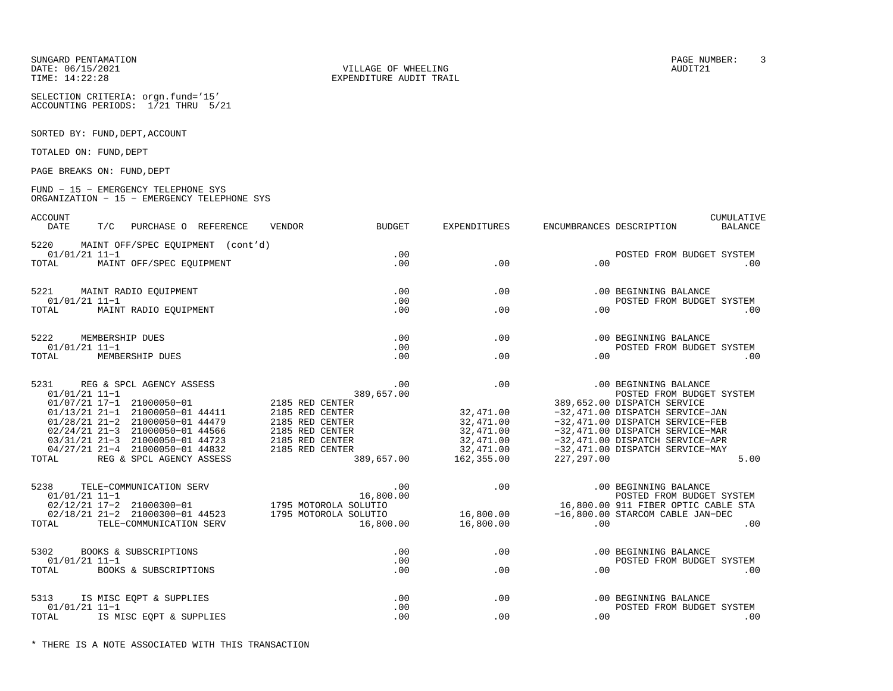SUNGARD PENTAMATION
DATE: 06/15/2021
TIME: 14:22:28

VILLAGE OF WHEELING
EXPENDITURE AUDIT TRAIL

PAGE NUMBER: 3
AUDIT21

SELECTION CRITERIA: orgn.fund='15'
ACCOUNTING PERIODS: 1/21 THRU 5/21

SORTED BY: FUND,DEPT,ACCOUNT

TOTALED ON: FUND,DEPT

PAGE BREAKS ON: FUND,DEPT

FUND - 15 - EMERGENCY TELEPHONE SYS
ORGANIZATION - 15 - EMERGENCY TELEPHONE SYS

| ACCOUNT DATE | T/C | PURCHASE O | REFERENCE | VENDOR | BUDGET | EXPENDITURES | ENCUMBRANCES | DESCRIPTION | CUMULATIVE BALANCE |
|---|---|---|---|---|---|---|---|---|---|
| 5220 MAINT OFF/SPEC EQUIPMENT (cont'd) | | | | | | | | | |
| 01/01/21 | 11-1 | | | | .00 | | | POSTED FROM BUDGET SYSTEM | |
| TOTAL MAINT OFF/SPEC EQUIPMENT | | | | | .00 | .00 | .00 | | .00 |
| 5221 MAINT RADIO EQUIPMENT | | | | | .00 | .00 | .00 | BEGINNING BALANCE | |
| 01/01/21 | 11-1 | | | | .00 | | | POSTED FROM BUDGET SYSTEM | |
| TOTAL MAINT RADIO EQUIPMENT | | | | | .00 | .00 | .00 | | .00 |
| 5222 MEMBERSHIP DUES | | | | | .00 | .00 | .00 | BEGINNING BALANCE | |
| 01/01/21 | 11-1 | | | | .00 | | | POSTED FROM BUDGET SYSTEM | |
| TOTAL MEMBERSHIP DUES | | | | | .00 | .00 | .00 | | .00 |
| 5231 REG & SPCL AGENCY ASSESS | | | | | .00 | .00 | .00 | BEGINNING BALANCE | |
| 01/01/21 | 11-1 | | | | 389,657.00 | | | POSTED FROM BUDGET SYSTEM | |
| 01/07/21 | 17-1 | 21000050-01 | | 2185 RED CENTER | | | 389,652.00 | DISPATCH SERVICE | |
| 01/13/21 | 21-1 | 21000050-01 | 44411 | 2185 RED CENTER | | 32,471.00 | -32,471.00 | DISPATCH SERVICE-JAN | |
| 01/28/21 | 21-2 | 21000050-01 | 44479 | 2185 RED CENTER | | 32,471.00 | -32,471.00 | DISPATCH SERVICE-FEB | |
| 02/24/21 | 21-3 | 21000050-01 | 44566 | 2185 RED CENTER | | 32,471.00 | -32,471.00 | DISPATCH SERVICE-MAR | |
| 03/31/21 | 21-3 | 21000050-01 | 44723 | 2185 RED CENTER | | 32,471.00 | -32,471.00 | DISPATCH SERVICE-APR | |
| 04/27/21 | 21-4 | 21000050-01 | 44832 | 2185 RED CENTER | | 32,471.00 | -32,471.00 | DISPATCH SERVICE-MAY | |
| TOTAL REG & SPCL AGENCY ASSESS | | | | | 389,657.00 | 162,355.00 | 227,297.00 | | 5.00 |
| 5238 TELE-COMMUNICATION SERV | | | | | .00 | .00 | .00 | BEGINNING BALANCE | |
| 01/01/21 | 11-1 | | | | 16,800.00 | | | POSTED FROM BUDGET SYSTEM | |
| 02/12/21 | 17-2 | 21000300-01 | | 1795 MOTOROLA SOLUTIO | | | 16,800.00 | 911 FIBER OPTIC CABLE STA | |
| 02/18/21 | 21-2 | 21000300-01 | 44523 | 1795 MOTOROLA SOLUTIO | | 16,800.00 | -16,800.00 | STARCOM CABLE JAN-DEC | |
| TOTAL TELE-COMMUNICATION SERV | | | | | 16,800.00 | 16,800.00 | .00 | | .00 |
| 5302 BOOKS & SUBSCRIPTIONS | | | | | .00 | .00 | .00 | BEGINNING BALANCE | |
| 01/01/21 | 11-1 | | | | .00 | | | POSTED FROM BUDGET SYSTEM | |
| TOTAL BOOKS & SUBSCRIPTIONS | | | | | .00 | .00 | .00 | | .00 |
| 5313 IS MISC EQPT & SUPPLIES | | | | | .00 | .00 | .00 | BEGINNING BALANCE | |
| 01/01/21 | 11-1 | | | | .00 | | | POSTED FROM BUDGET SYSTEM | |
| TOTAL IS MISC EQPT & SUPPLIES | | | | | .00 | .00 | .00 | | .00 |

* THERE IS A NOTE ASSOCIATED WITH THIS TRANSACTION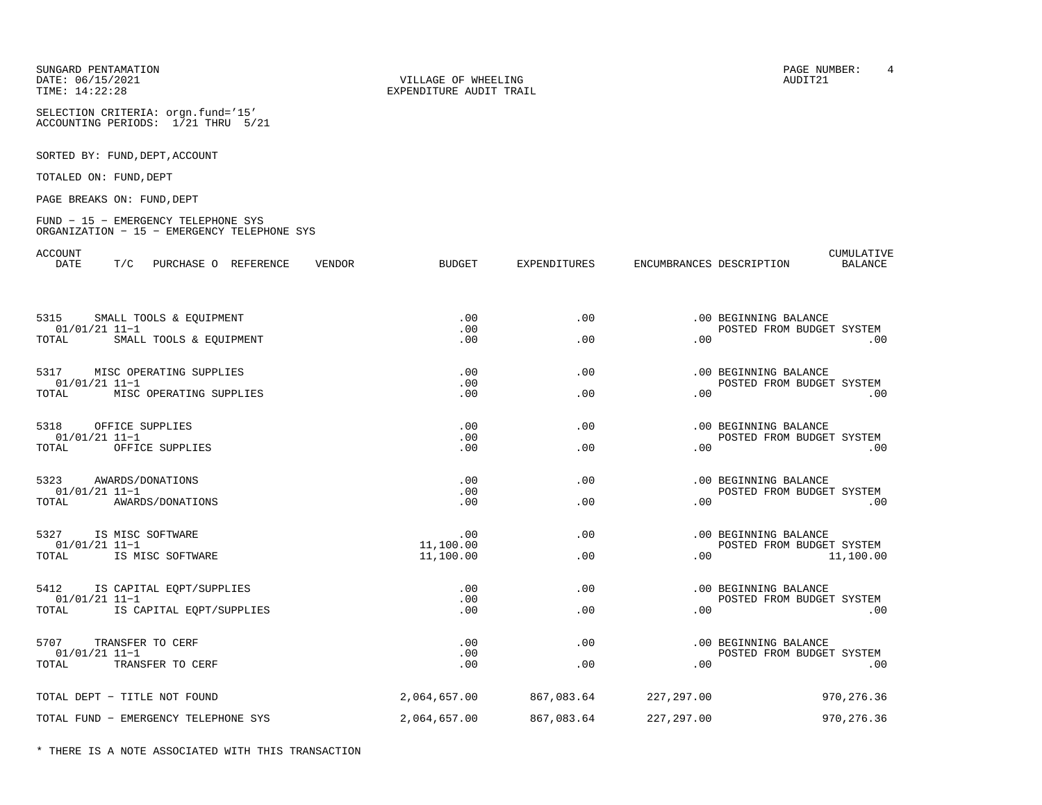SUNGARD PENTAMATION
DATE: 06/15/2021
TIME: 14:22:28

VILLAGE OF WHEELING
EXPENDITURE AUDIT TRAIL

PAGE NUMBER: 4
AUDIT21

SELECTION CRITERIA: orgn.fund='15'
ACCOUNTING PERIODS: 1/21 THRU 5/21

SORTED BY: FUND,DEPT,ACCOUNT

TOTALED ON: FUND,DEPT

PAGE BREAKS ON: FUND,DEPT

FUND - 15 - EMERGENCY TELEPHONE SYS
ORGANIZATION - 15 - EMERGENCY TELEPHONE SYS

| ACCOUNT DATE | T/C | PURCHASE O | REFERENCE | VENDOR | BUDGET | EXPENDITURES | ENCUMBRANCES | DESCRIPTION | CUMULATIVE BALANCE |
|---|---|---|---|---|---|---|---|---|---|
| 5315 SMALL TOOLS & EQUIPMENT | | | | | .00 | .00 | .00 | BEGINNING BALANCE | |
| 01/01/21 | 11-1 | | | | .00 | | | POSTED FROM BUDGET SYSTEM | |
| TOTAL SMALL TOOLS & EQUIPMENT | | | | | .00 | .00 | .00 | | .00 |
| 5317 MISC OPERATING SUPPLIES | | | | | .00 | .00 | .00 | BEGINNING BALANCE | |
| 01/01/21 | 11-1 | | | | .00 | | | POSTED FROM BUDGET SYSTEM | |
| TOTAL MISC OPERATING SUPPLIES | | | | | .00 | .00 | .00 | | .00 |
| 5318 OFFICE SUPPLIES | | | | | .00 | .00 | .00 | BEGINNING BALANCE | |
| 01/01/21 | 11-1 | | | | .00 | | | POSTED FROM BUDGET SYSTEM | |
| TOTAL OFFICE SUPPLIES | | | | | .00 | .00 | .00 | | .00 |
| 5323 AWARDS/DONATIONS | | | | | .00 | .00 | .00 | BEGINNING BALANCE | |
| 01/01/21 | 11-1 | | | | .00 | | | POSTED FROM BUDGET SYSTEM | |
| TOTAL AWARDS/DONATIONS | | | | | .00 | .00 | .00 | | .00 |
| 5327 IS MISC SOFTWARE | | | | | .00 | .00 | .00 | BEGINNING BALANCE | |
| 01/01/21 | 11-1 | | | | 11,100.00 | | | POSTED FROM BUDGET SYSTEM | |
| TOTAL IS MISC SOFTWARE | | | | | 11,100.00 | .00 | .00 | | 11,100.00 |
| 5412 IS CAPITAL EQPT/SUPPLIES | | | | | .00 | .00 | .00 | BEGINNING BALANCE | |
| 01/01/21 | 11-1 | | | | .00 | | | POSTED FROM BUDGET SYSTEM | |
| TOTAL IS CAPITAL EQPT/SUPPLIES | | | | | .00 | .00 | .00 | | .00 |
| 5707 TRANSFER TO CERF | | | | | .00 | .00 | .00 | BEGINNING BALANCE | |
| 01/01/21 | 11-1 | | | | .00 | | | POSTED FROM BUDGET SYSTEM | |
| TOTAL TRANSFER TO CERF | | | | | .00 | .00 | .00 | | .00 |
| TOTAL DEPT - TITLE NOT FOUND | | | | | 2,064,657.00 | 867,083.64 | 227,297.00 | | 970,276.36 |
| TOTAL FUND - EMERGENCY TELEPHONE SYS | | | | | 2,064,657.00 | 867,083.64 | 227,297.00 | | 970,276.36 |

* THERE IS A NOTE ASSOCIATED WITH THIS TRANSACTION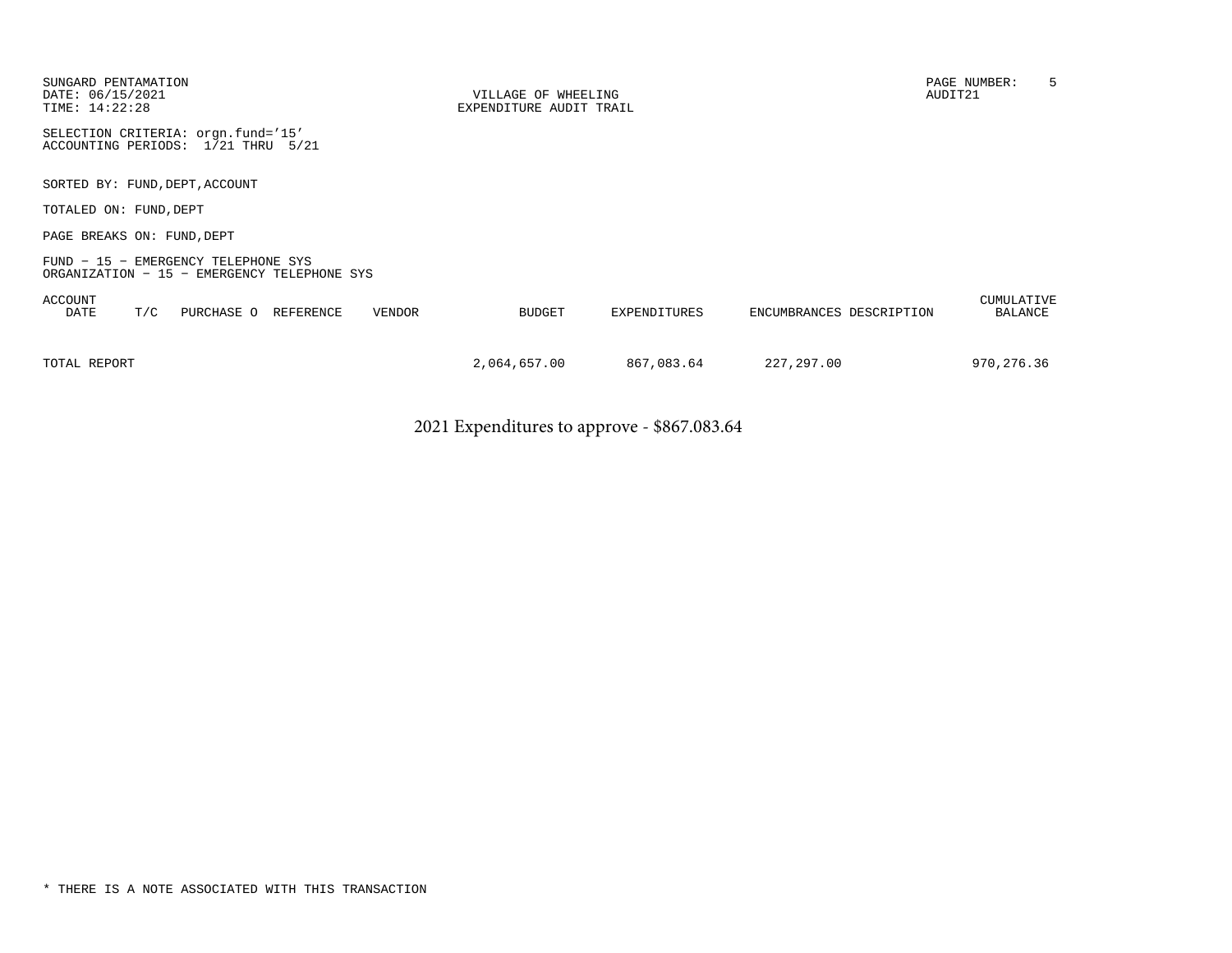SUNGARD PENTAMATION
DATE: 06/15/2021
TIME: 14:22:28

VILLAGE OF WHEELING
EXPENDITURE AUDIT TRAIL

PAGE NUMBER: 5
AUDIT21

SELECTION CRITERIA: orgn.fund='15'
ACCOUNTING PERIODS: 1/21 THRU 5/21

SORTED BY: FUND,DEPT,ACCOUNT

TOTALED ON: FUND,DEPT

PAGE BREAKS ON: FUND,DEPT

FUND - 15 - EMERGENCY TELEPHONE SYS
ORGANIZATION - 15 - EMERGENCY TELEPHONE SYS

| ACCOUNT DATE | T/C | PURCHASE O | REFERENCE | VENDOR | BUDGET | EXPENDITURES | ENCUMBRANCES | DESCRIPTION | CUMULATIVE BALANCE |
|---|---|---|---|---|---|---|---|---|---|
| TOTAL REPORT | | | | | 2,064,657.00 | 867,083.64 | 227,297.00 | | 970,276.36 |

2021 Expenditures to approve - $867.083.64

* THERE IS A NOTE ASSOCIATED WITH THIS TRANSACTION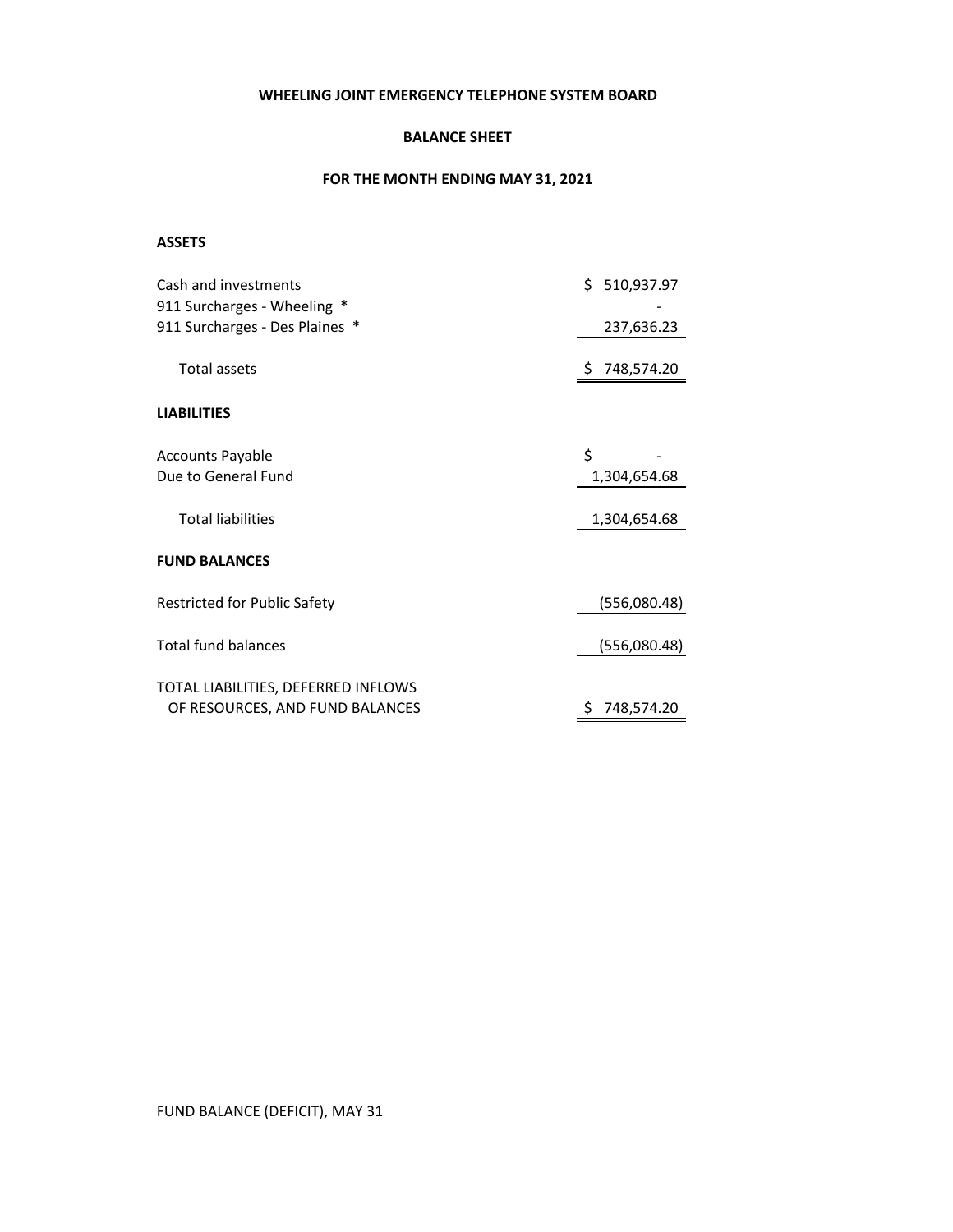**WHEELING JOINT EMERGENCY TELEPHONE SYSTEM BOARD**

**BALANCE SHEET**

**FOR THE MONTH ENDING MAY 31, 2021**

**ASSETS**

| | |
|---|---|
| Cash and investments | $ 510,937.97 |
| 911 Surcharges - Wheeling * | - |
| 911 Surcharges - Des Plaines * | 237,636.23 |
| Total assets | $ 748,574.20 |

**LIABILITIES**

| | |
|---|---|
| Accounts Payable | $ - |
| Due to General Fund | 1,304,654.68 |
| Total liabilities | 1,304,654.68 |

**FUND BALANCES**

| | |
|---|---|
| Restricted for Public Safety | (556,080.48) |
| Total fund balances | (556,080.48) |
| TOTAL LIABILITIES, DEFERRED INFLOWS OF RESOURCES, AND FUND BALANCES | $ 748,574.20 |

FUND BALANCE (DEFICIT), MAY 31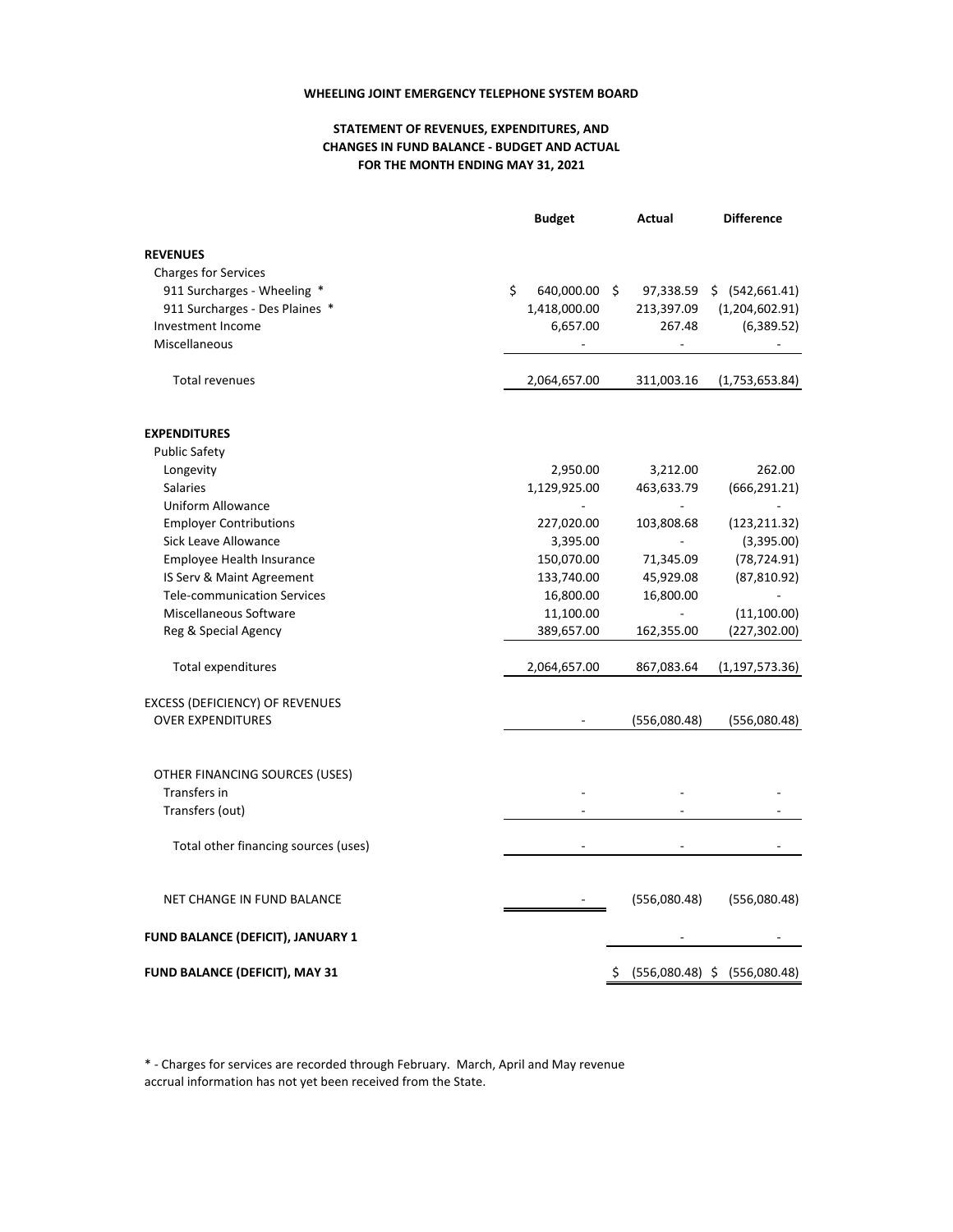**WHEELING JOINT EMERGENCY TELEPHONE SYSTEM BOARD**

**STATEMENT OF REVENUES, EXPENDITURES, AND CHANGES IN FUND BALANCE - BUDGET AND ACTUAL FOR THE MONTH ENDING MAY 31, 2021**

| | Budget | Actual | Difference |
|---|---|---|---|
| **REVENUES** | | | |
| Charges for Services | | | |
| 911 Surcharges - Wheeling * | $ 640,000.00 | $ 97,338.59 | $ (542,661.41) |
| 911 Surcharges - Des Plaines * | 1,418,000.00 | 213,397.09 | (1,204,602.91) |
| Investment Income | 6,657.00 | 267.48 | (6,389.52) |
| Miscellaneous | - | - | - |
| Total revenues | 2,064,657.00 | 311,003.16 | (1,753,653.84) |
| **EXPENDITURES** | | | |
| Public Safety | | | |
| Longevity | 2,950.00 | 3,212.00 | 262.00 |
| Salaries | 1,129,925.00 | 463,633.79 | (666,291.21) |
| Uniform Allowance | - | - | - |
| Employer Contributions | 227,020.00 | 103,808.68 | (123,211.32) |
| Sick Leave Allowance | 3,395.00 | - | (3,395.00) |
| Employee Health Insurance | 150,070.00 | 71,345.09 | (78,724.91) |
| IS Serv & Maint Agreement | 133,740.00 | 45,929.08 | (87,810.92) |
| Tele-communication Services | 16,800.00 | 16,800.00 | - |
| Miscellaneous Software | 11,100.00 | - | (11,100.00) |
| Reg & Special Agency | 389,657.00 | 162,355.00 | (227,302.00) |
| Total expenditures | 2,064,657.00 | 867,083.64 | (1,197,573.36) |
| EXCESS (DEFICIENCY) OF REVENUES OVER EXPENDITURES | - | (556,080.48) | (556,080.48) |
| OTHER FINANCING SOURCES (USES) | | | |
| Transfers in | - | - | - |
| Transfers (out) | - | - | - |
| Total other financing sources (uses) | - | - | - |
| NET CHANGE IN FUND BALANCE | - | (556,080.48) | (556,080.48) |
| **FUND BALANCE (DEFICIT), JANUARY 1** | | - | - |
| **FUND BALANCE (DEFICIT), MAY 31** | | $ (556,080.48) | $ (556,080.48) |

* - Charges for services are recorded through February. March, April and May revenue accrual information has not yet been received from the State.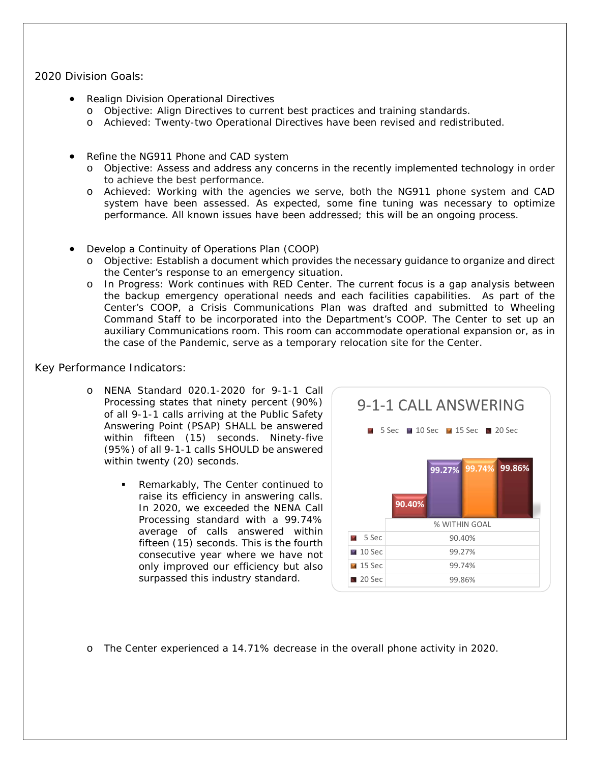2020 Division Goals:

- Realign Division Operational Directives
  - Objective: Align Directives to current best practices and training standards.
  - Achieved: Twenty-two Operational Directives have been revised and redistributed.

- Refine the NG911 Phone and CAD system
  - Objective: Assess and address any concerns in the recently implemented technology in order to achieve the best performance.
  - Achieved: Working with the agencies we serve, both the NG911 phone system and CAD system have been assessed. As expected, some fine tuning was necessary to optimize performance. All known issues have been addressed; this will be an ongoing process.

- Develop a Continuity of Operations Plan (COOP)
  - Objective: Establish a document which provides the necessary guidance to organize and direct the Center's response to an emergency situation.
  - In Progress: Work continues with RED Center. The current focus is a gap analysis between the backup emergency operational needs and each facilities capabilities. As part of the Center's COOP, a Crisis Communications Plan was drafted and submitted to Wheeling Command Staff to be incorporated into the Department's COOP. The Center to set up an auxiliary Communications room. This room can accommodate operational expansion or, as in the case of the Pandemic, serve as a temporary relocation site for the Center.

Key Performance Indicators:

- NENA Standard 020.1-2020 for 9-1-1 Call Processing states that ninety percent (90%) of all 9-1-1 calls arriving at the Public Safety Answering Point (PSAP) SHALL be answered within fifteen (15) seconds. Ninety-five (95%) of all 9-1-1 calls SHOULD be answered within twenty (20) seconds.
  - Remarkably, The Center continued to raise its efficiency in answering calls. In 2020, we exceeded the NENA Call Processing standard with a 99.74% average of calls answered within fifteen (15) seconds. This is the fourth consecutive year where we have not only improved our efficiency but also surpassed this industry standard.

**9-1-1 CALL ANSWERING**

| | % WITHIN GOAL |
|---|---|
| 5 Sec | 90.40% |
| 10 Sec | 99.27% |
| 15 Sec | 99.74% |
| 20 Sec | 99.86% |

- The Center experienced a 14.71% decrease in the overall phone activity in 2020.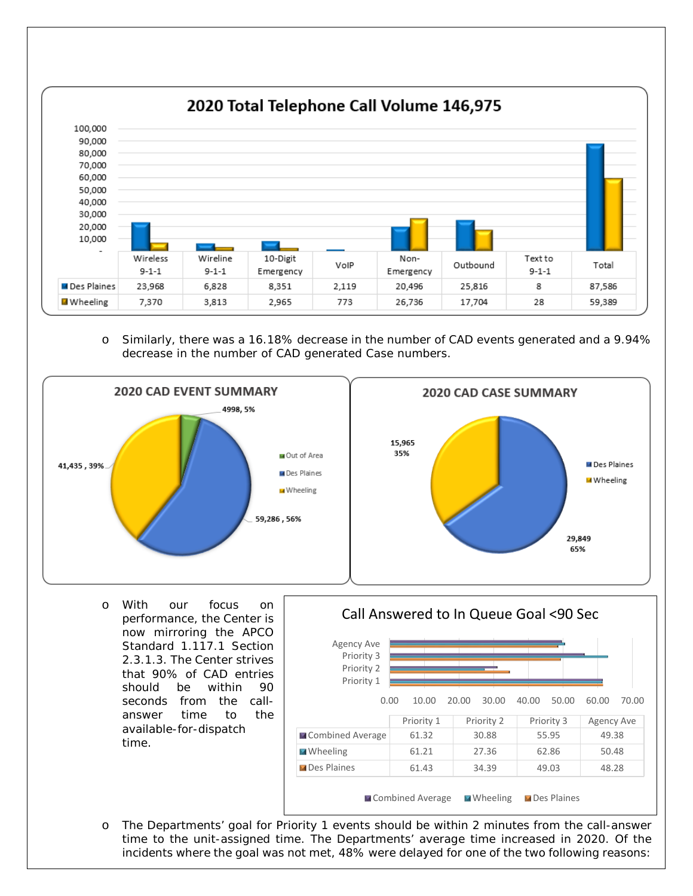**2020 Total Telephone Call Volume 146,975**

| | Wireless 9-1-1 | Wireline 9-1-1 | 10-Digit Emergency | VoIP | Non-Emergency | Outbound | Text to 9-1-1 | Total |
|---|---|---|---|---|---|---|---|---|
| Des Plaines | 23,968 | 6,828 | 8,351 | 2,119 | 20,496 | 25,816 | 8 | 87,586 |
| Wheeling | 7,370 | 3,813 | 2,965 | 773 | 26,736 | 17,704 | 28 | 59,389 |

- Similarly, there was a 16.18% decrease in the number of CAD events generated and a 9.94% decrease in the number of CAD generated Case numbers.

**2020 CAD EVENT SUMMARY**

| | Count | Percent |
|---|---|---|
| Out of Area | 4998 | 5% |
| Des Plaines | 59,286 | 56% |
| Wheeling | 41,435 | 39% |

**2020 CAD CASE SUMMARY**

| | Count | Percent |
|---|---|---|
| Des Plaines | 29,849 | 65% |
| Wheeling | 15,965 | 35% |

- With our focus on performance, the Center is now mirroring the APCO Standard 1.117.1 Section 2.3.1.3. The Center strives that 90% of CAD entries should be within 90 seconds from the call-answer time to the available-for-dispatch time.

**Call Answered to In Queue Goal <90 Sec**

| | Priority 1 | Priority 2 | Priority 3 | Agency Ave |
|---|---|---|---|---|
| Combined Average | 61.32 | 30.88 | 55.95 | 49.38 |
| Wheeling | 61.21 | 27.36 | 62.86 | 50.48 |
| Des Plaines | 61.43 | 34.39 | 49.03 | 48.28 |

- The Departments' goal for Priority 1 events should be within 2 minutes from the call-answer time to the unit-assigned time. The Departments' average time increased in 2020. Of the incidents where the goal was not met, 48% were delayed for one of the two following reasons: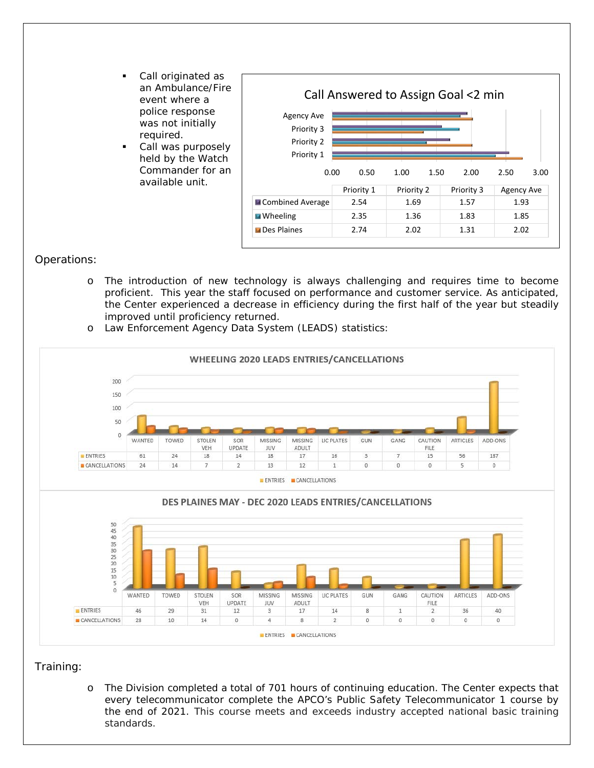- Call originated as an Ambulance/Fire event where a police response was not initially required.
- Call was purposely held by the Watch Commander for an available unit.

**Call Answered to Assign Goal <2 min**

| | Priority 1 | Priority 2 | Priority 3 | Agency Ave |
|---|---|---|---|---|
| Combined Average | 2.54 | 1.69 | 1.57 | 1.93 |
| Wheeling | 2.35 | 1.36 | 1.83 | 1.85 |
| Des Plaines | 2.74 | 2.02 | 1.31 | 2.02 |

Operations:

- The introduction of new technology is always challenging and requires time to become proficient. This year the staff focused on performance and customer service. As anticipated, the Center experienced a decrease in efficiency during the first half of the year but steadily improved until proficiency returned.
- Law Enforcement Agency Data System (LEADS) statistics:

**WHEELING 2020 LEADS ENTRIES/CANCELLATIONS**

| | WANTED | TOWED | STOLEN VEH | SOR UPDATE | MISSING JUV | MISSING ADULT | LIC PLATES | GUN | GANG | CAUTION FILE | ARTICLES | ADD-ONS |
|---|---|---|---|---|---|---|---|---|---|---|---|---|
| ENTRIES | 61 | 24 | 18 | 14 | 18 | 17 | 16 | 3 | 7 | 15 | 56 | 187 |
| CANCELLATIONS | 24 | 14 | 7 | 2 | 13 | 12 | 1 | 0 | 0 | 0 | 5 | 0 |

**DES PLAINES MAY - DEC 2020 LEADS ENTRIES/CANCELLATIONS**

| | WANTED | TOWED | STOLEN VEH | SOR UPDATE | MISSING JUV | MISSING ADULT | LIC PLATES | GUN | GANG | CAUTION FILE | ARTICLES | ADD-ONS |
|---|---|---|---|---|---|---|---|---|---|---|---|---|
| ENTRIES | 46 | 29 | 31 | 12 | 3 | 17 | 14 | 8 | 1 | 2 | 36 | 40 |
| CANCELLATIONS | 28 | 10 | 14 | 0 | 4 | 8 | 2 | 0 | 0 | 0 | 0 | 0 |

Training:

- The Division completed a total of 701 hours of continuing education. The Center expects that every telecommunicator complete the APCO's Public Safety Telecommunicator 1 course by the end of 2021. This course meets and exceeds industry accepted national basic training standards.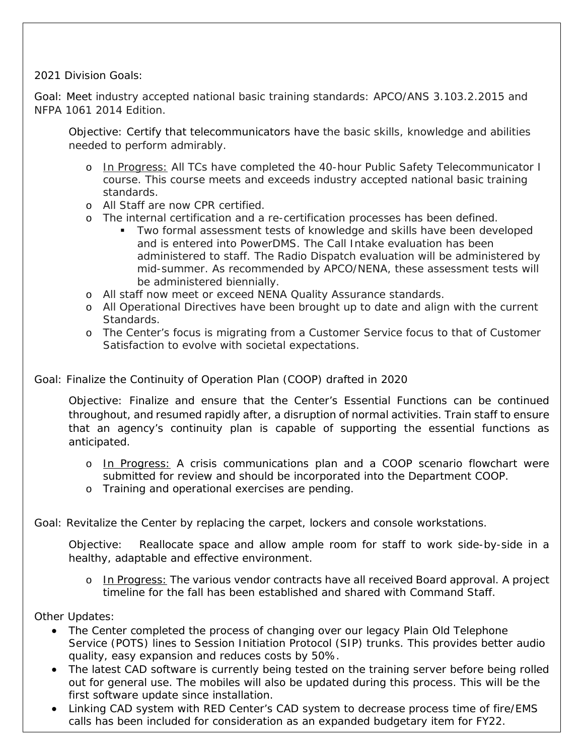2021 Division Goals:

Goal: Meet industry accepted national basic training standards: APCO/ANS 3.103.2.2015 and NFPA 1061 2014 Edition.

Objective: Certify that telecommunicators have the basic skills, knowledge and abilities needed to perform admirably.

- <u>In Progress:</u> All TCs have completed the 40-hour Public Safety Telecommunicator I course. This course meets and exceeds industry accepted national basic training standards.
- All Staff are now CPR certified.
- The internal certification and a re-certification processes has been defined.
  - Two formal assessment tests of knowledge and skills have been developed and is entered into PowerDMS. The Call Intake evaluation has been administered to staff. The Radio Dispatch evaluation will be administered by mid-summer. As recommended by APCO/NENA, these assessment tests will be administered biennially.
- All staff now meet or exceed NENA Quality Assurance standards.
- All Operational Directives have been brought up to date and align with the current Standards.
- The Center's focus is migrating from a Customer Service focus to that of Customer Satisfaction to evolve with societal expectations.

Goal: Finalize the Continuity of Operation Plan (COOP) drafted in 2020

Objective: Finalize and ensure that the Center's Essential Functions can be continued throughout, and resumed rapidly after, a disruption of normal activities. Train staff to ensure that an agency's continuity plan is capable of supporting the essential functions as anticipated.

- <u>In Progress:</u> A crisis communications plan and a COOP scenario flowchart were submitted for review and should be incorporated into the Department COOP.
- Training and operational exercises are pending.

Goal: Revitalize the Center by replacing the carpet, lockers and console workstations.

Objective: Reallocate space and allow ample room for staff to work side-by-side in a healthy, adaptable and effective environment.

- <u>In Progress:</u> The various vendor contracts have all received Board approval. A project timeline for the fall has been established and shared with Command Staff.

Other Updates:

- The Center completed the process of changing over our legacy Plain Old Telephone Service (POTS) lines to Session Initiation Protocol (SIP) trunks. This provides better audio quality, easy expansion and reduces costs by 50%.
- The latest CAD software is currently being tested on the training server before being rolled out for general use. The mobiles will also be updated during this process. This will be the first software update since installation.
- Linking CAD system with RED Center's CAD system to decrease process time of fire/EMS calls has been included for consideration as an expanded budgetary item for FY22.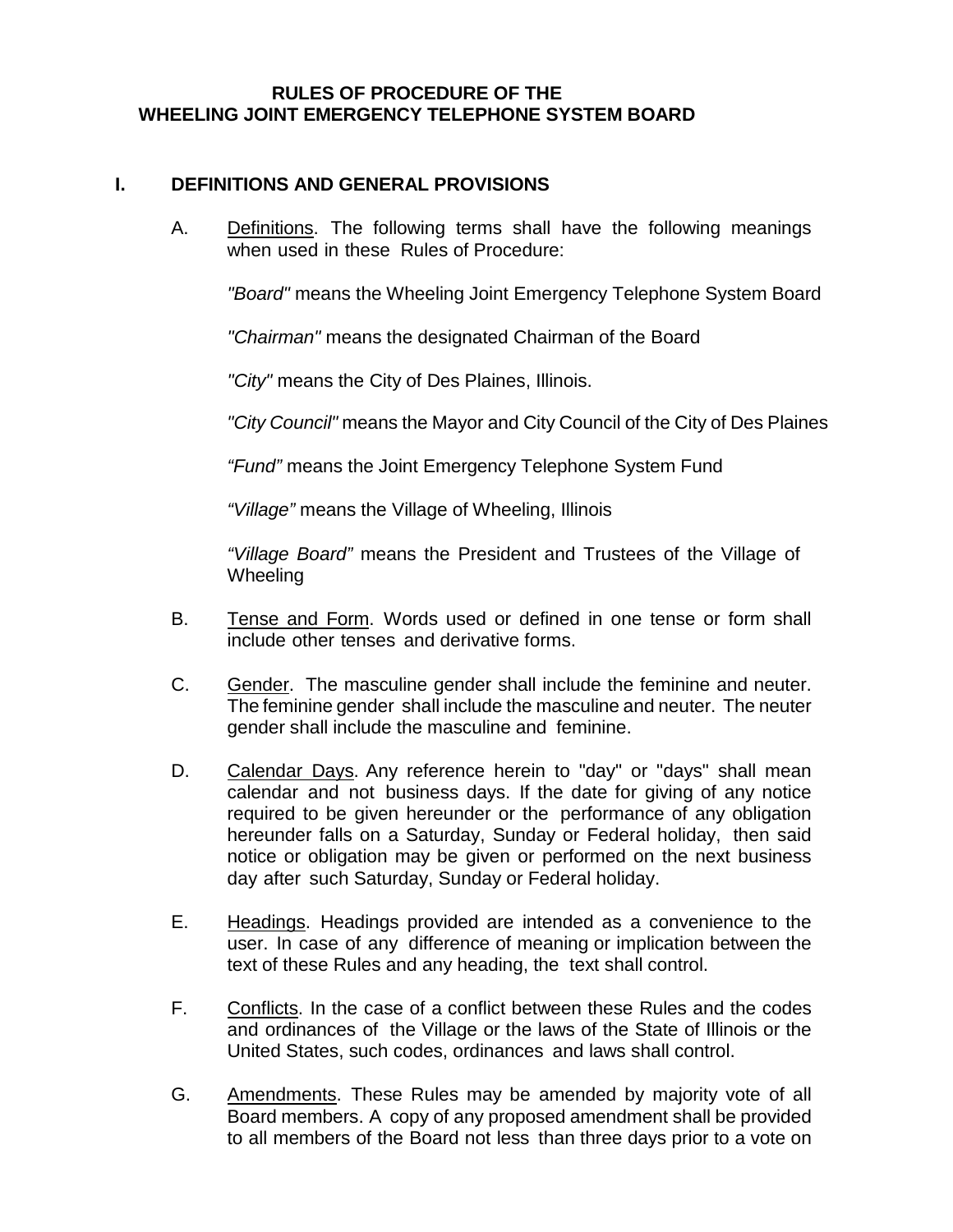## RULES OF PROCEDURE OF THE WHEELING JOINT EMERGENCY TELEPHONE SYSTEM BOARD

### I. DEFINITIONS AND GENERAL PROVISIONS

A. Definitions. The following terms shall have the following meanings when used in these Rules of Procedure:

*"Board"* means the Wheeling Joint Emergency Telephone System Board

*"Chairman"* means the designated Chairman of the Board

*"City"* means the City of Des Plaines, Illinois.

*"City Council"* means the Mayor and City Council of the City of Des Plaines

*"Fund"* means the Joint Emergency Telephone System Fund

*"Village"* means the Village of Wheeling, Illinois

*"Village Board"* means the President and Trustees of the Village of Wheeling

B. Tense and Form. Words used or defined in one tense or form shall include other tenses and derivative forms.

C. Gender. The masculine gender shall include the feminine and neuter. The feminine gender shall include the masculine and neuter. The neuter gender shall include the masculine and feminine.

D. Calendar Days. Any reference herein to "day" or "days" shall mean calendar and not business days. If the date for giving of any notice required to be given hereunder or the performance of any obligation hereunder falls on a Saturday, Sunday or Federal holiday, then said notice or obligation may be given or performed on the next business day after such Saturday, Sunday or Federal holiday.

E. Headings. Headings provided are intended as a convenience to the user. In case of any difference of meaning or implication between the text of these Rules and any heading, the text shall control.

F. Conflicts. In the case of a conflict between these Rules and the codes and ordinances of the Village or the laws of the State of Illinois or the United States, such codes, ordinances and laws shall control.

G. Amendments. These Rules may be amended by majority vote of all Board members. A copy of any proposed amendment shall be provided to all members of the Board not less than three days prior to a vote on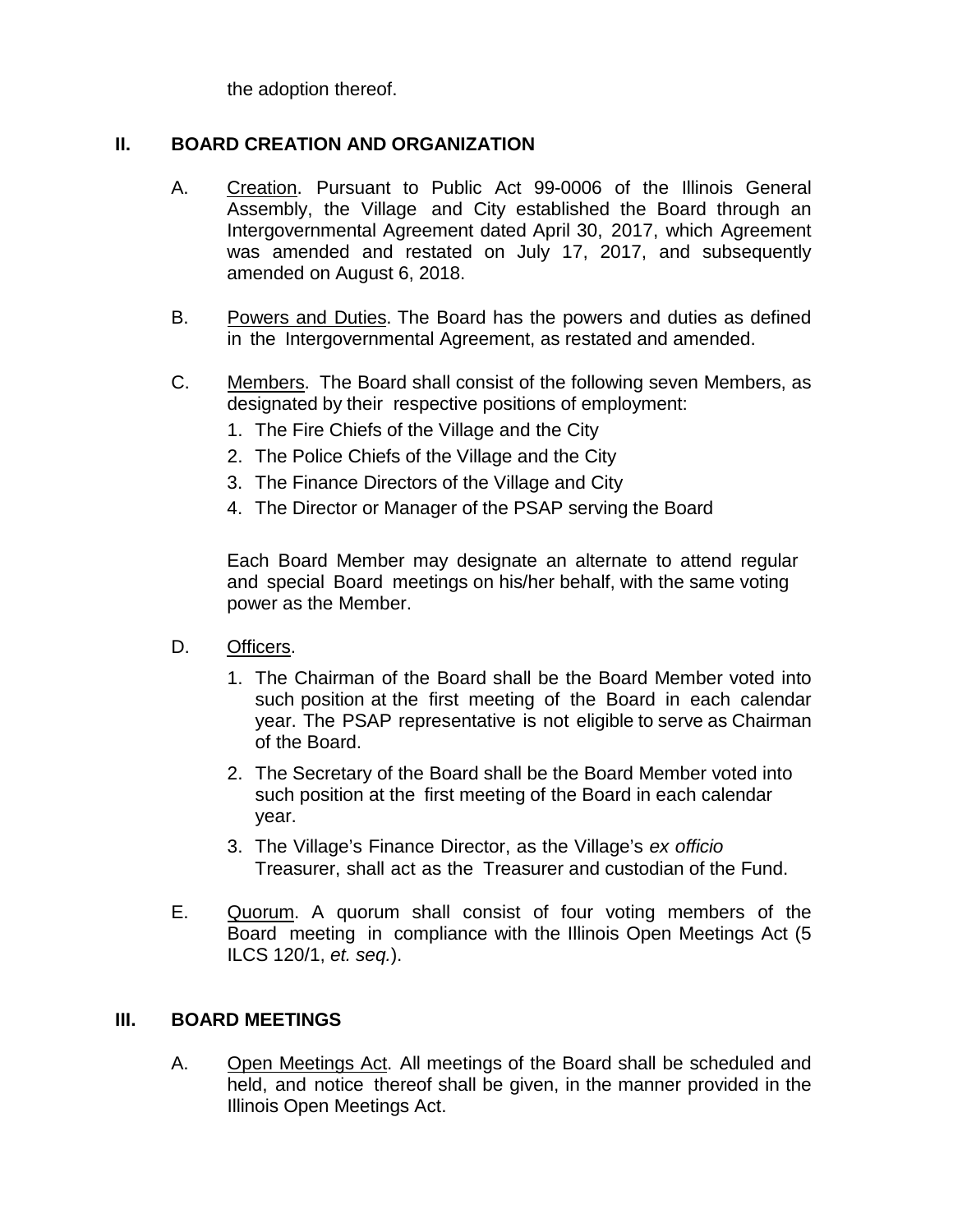the adoption thereof.

## II. BOARD CREATION AND ORGANIZATION

A. Creation. Pursuant to Public Act 99-0006 of the Illinois General Assembly, the Village and City established the Board through an Intergovernmental Agreement dated April 30, 2017, which Agreement was amended and restated on July 17, 2017, and subsequently amended on August 6, 2018.

B. Powers and Duties. The Board has the powers and duties as defined in the Intergovernmental Agreement, as restated and amended.

C. Members. The Board shall consist of the following seven Members, as designated by their respective positions of employment:

1. The Fire Chiefs of the Village and the City
2. The Police Chiefs of the Village and the City
3. The Finance Directors of the Village and City
4. The Director or Manager of the PSAP serving the Board

Each Board Member may designate an alternate to attend regular and special Board meetings on his/her behalf, with the same voting power as the Member.

D. Officers.

1. The Chairman of the Board shall be the Board Member voted into such position at the first meeting of the Board in each calendar year. The PSAP representative is not eligible to serve as Chairman of the Board.
2. The Secretary of the Board shall be the Board Member voted into such position at the first meeting of the Board in each calendar year.
3. The Village's Finance Director, as the Village's *ex officio* Treasurer, shall act as the Treasurer and custodian of the Fund.

E. Quorum. A quorum shall consist of four voting members of the Board meeting in compliance with the Illinois Open Meetings Act (5 ILCS 120/1, *et. seq.*).

## III. BOARD MEETINGS

A. Open Meetings Act. All meetings of the Board shall be scheduled and held, and notice thereof shall be given, in the manner provided in the Illinois Open Meetings Act.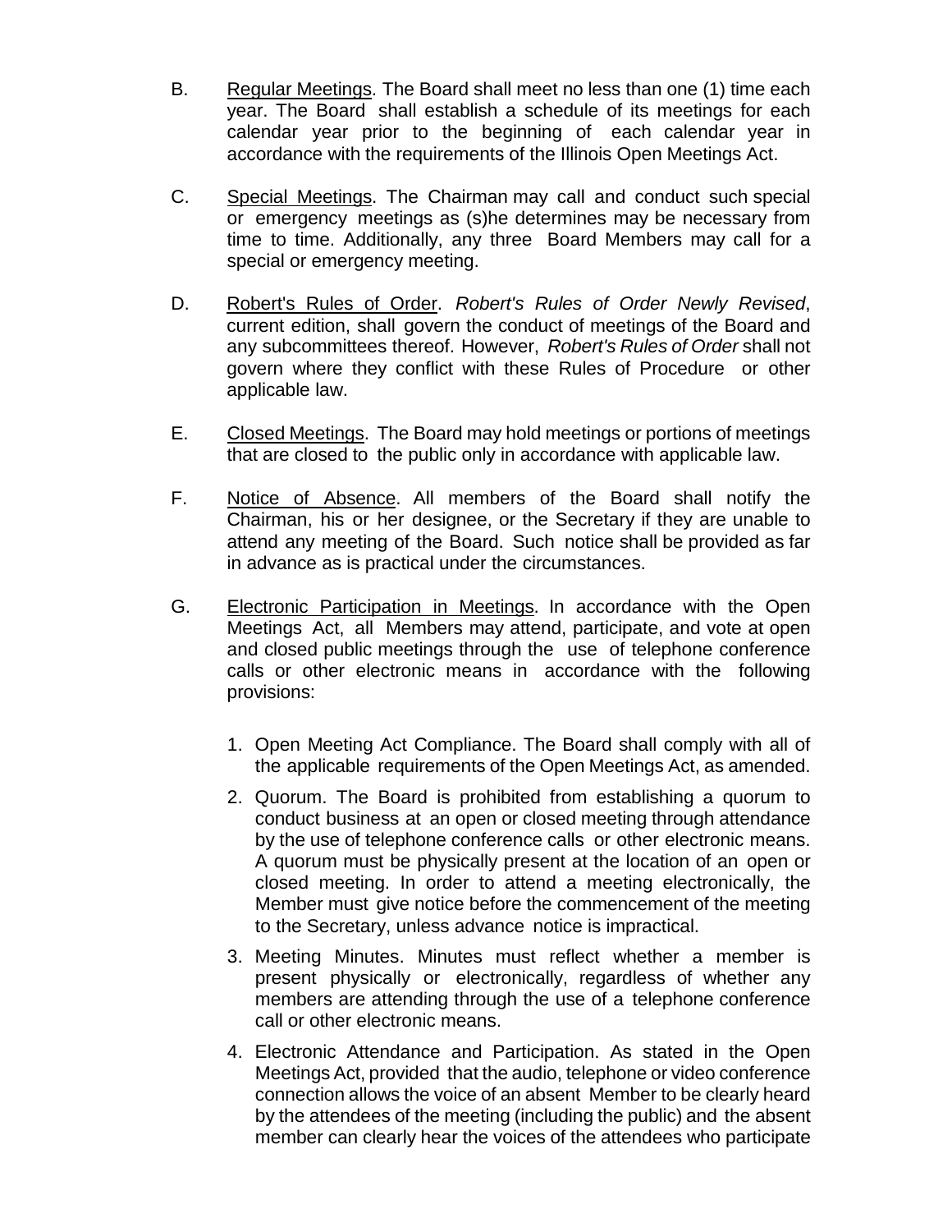B. <u>Regular Meetings</u>. The Board shall meet no less than one (1) time each year. The Board shall establish a schedule of its meetings for each calendar year prior to the beginning of each calendar year in accordance with the requirements of the Illinois Open Meetings Act.

C. <u>Special Meetings</u>. The Chairman may call and conduct such special or emergency meetings as (s)he determines may be necessary from time to time. Additionally, any three Board Members may call for a special or emergency meeting.

D. <u>Robert's Rules of Order</u>. *Robert's Rules of Order Newly Revised*, current edition, shall govern the conduct of meetings of the Board and any subcommittees thereof. However, *Robert's Rules of Order* shall not govern where they conflict with these Rules of Procedure or other applicable law.

E. <u>Closed Meetings</u>. The Board may hold meetings or portions of meetings that are closed to the public only in accordance with applicable law.

F. <u>Notice of Absence</u>. All members of the Board shall notify the Chairman, his or her designee, or the Secretary if they are unable to attend any meeting of the Board. Such notice shall be provided as far in advance as is practical under the circumstances.

G. <u>Electronic Participation in Meetings</u>. In accordance with the Open Meetings Act, all Members may attend, participate, and vote at open and closed public meetings through the use of telephone conference calls or other electronic means in accordance with the following provisions:

1. Open Meeting Act Compliance. The Board shall comply with all of the applicable requirements of the Open Meetings Act, as amended.
2. Quorum. The Board is prohibited from establishing a quorum to conduct business at an open or closed meeting through attendance by the use of telephone conference calls or other electronic means. A quorum must be physically present at the location of an open or closed meeting. In order to attend a meeting electronically, the Member must give notice before the commencement of the meeting to the Secretary, unless advance notice is impractical.
3. Meeting Minutes. Minutes must reflect whether a member is present physically or electronically, regardless of whether any members are attending through the use of a telephone conference call or other electronic means.
4. Electronic Attendance and Participation. As stated in the Open Meetings Act, provided that the audio, telephone or video conference connection allows the voice of an absent Member to be clearly heard by the attendees of the meeting (including the public) and the absent member can clearly hear the voices of the attendees who participate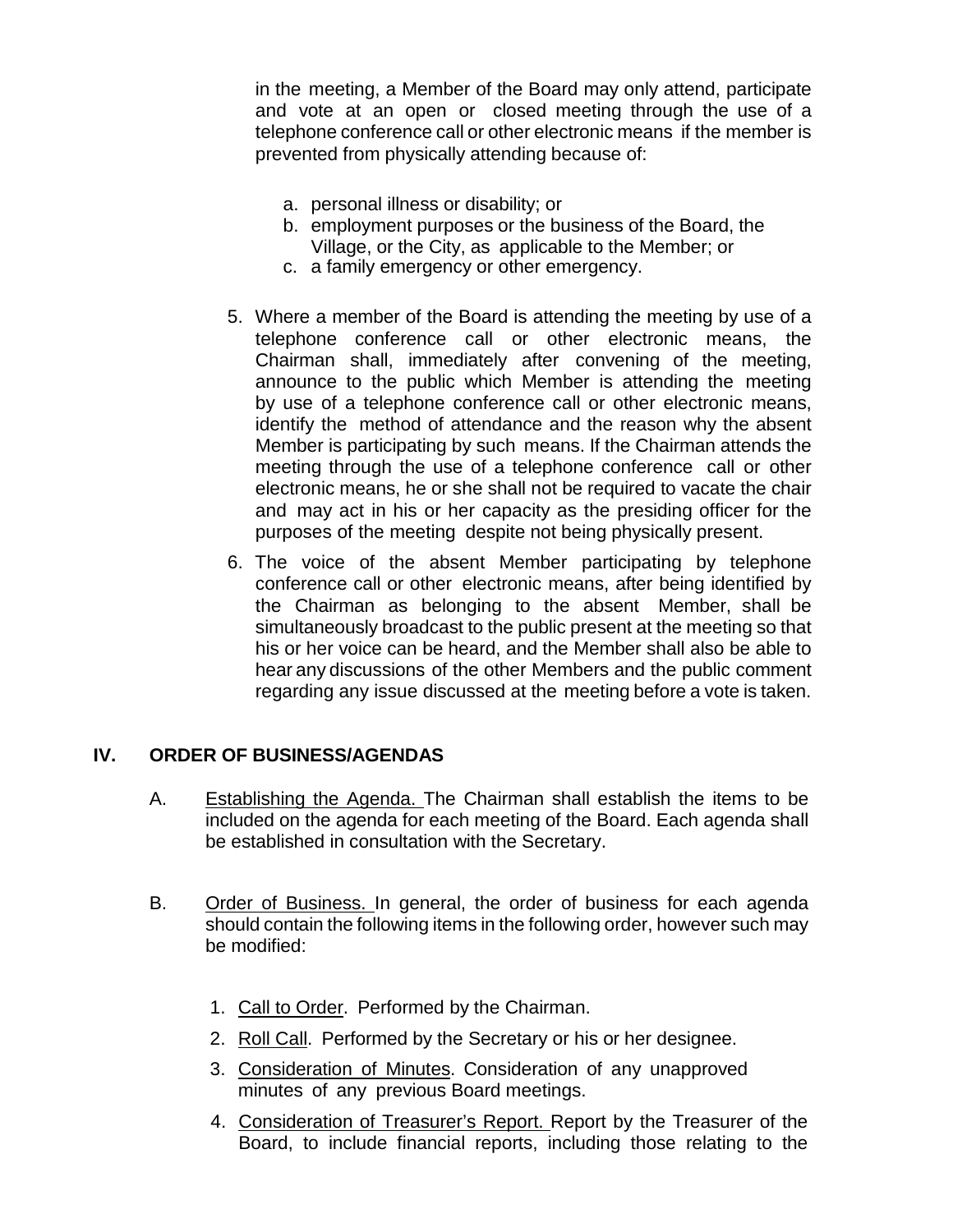in the meeting, a Member of the Board may only attend, participate and vote at an open or closed meeting through the use of a telephone conference call or other electronic means if the member is prevented from physically attending because of:

a. personal illness or disability; or
b. employment purposes or the business of the Board, the Village, or the City, as applicable to the Member; or
c. a family emergency or other emergency.

5. Where a member of the Board is attending the meeting by use of a telephone conference call or other electronic means, the Chairman shall, immediately after convening of the meeting, announce to the public which Member is attending the meeting by use of a telephone conference call or other electronic means, identify the method of attendance and the reason why the absent Member is participating by such means. If the Chairman attends the meeting through the use of a telephone conference call or other electronic means, he or she shall not be required to vacate the chair and may act in his or her capacity as the presiding officer for the purposes of the meeting despite not being physically present.

6. The voice of the absent Member participating by telephone conference call or other electronic means, after being identified by the Chairman as belonging to the absent Member, shall be simultaneously broadcast to the public present at the meeting so that his or her voice can be heard, and the Member shall also be able to hear any discussions of the other Members and the public comment regarding any issue discussed at the meeting before a vote is taken.

## IV. ORDER OF BUSINESS/AGENDAS

A. Establishing the Agenda. The Chairman shall establish the items to be included on the agenda for each meeting of the Board. Each agenda shall be established in consultation with the Secretary.

B. Order of Business. In general, the order of business for each agenda should contain the following items in the following order, however such may be modified:

1. Call to Order. Performed by the Chairman.
2. Roll Call. Performed by the Secretary or his or her designee.
3. Consideration of Minutes. Consideration of any unapproved minutes of any previous Board meetings.
4. Consideration of Treasurer's Report. Report by the Treasurer of the Board, to include financial reports, including those relating to the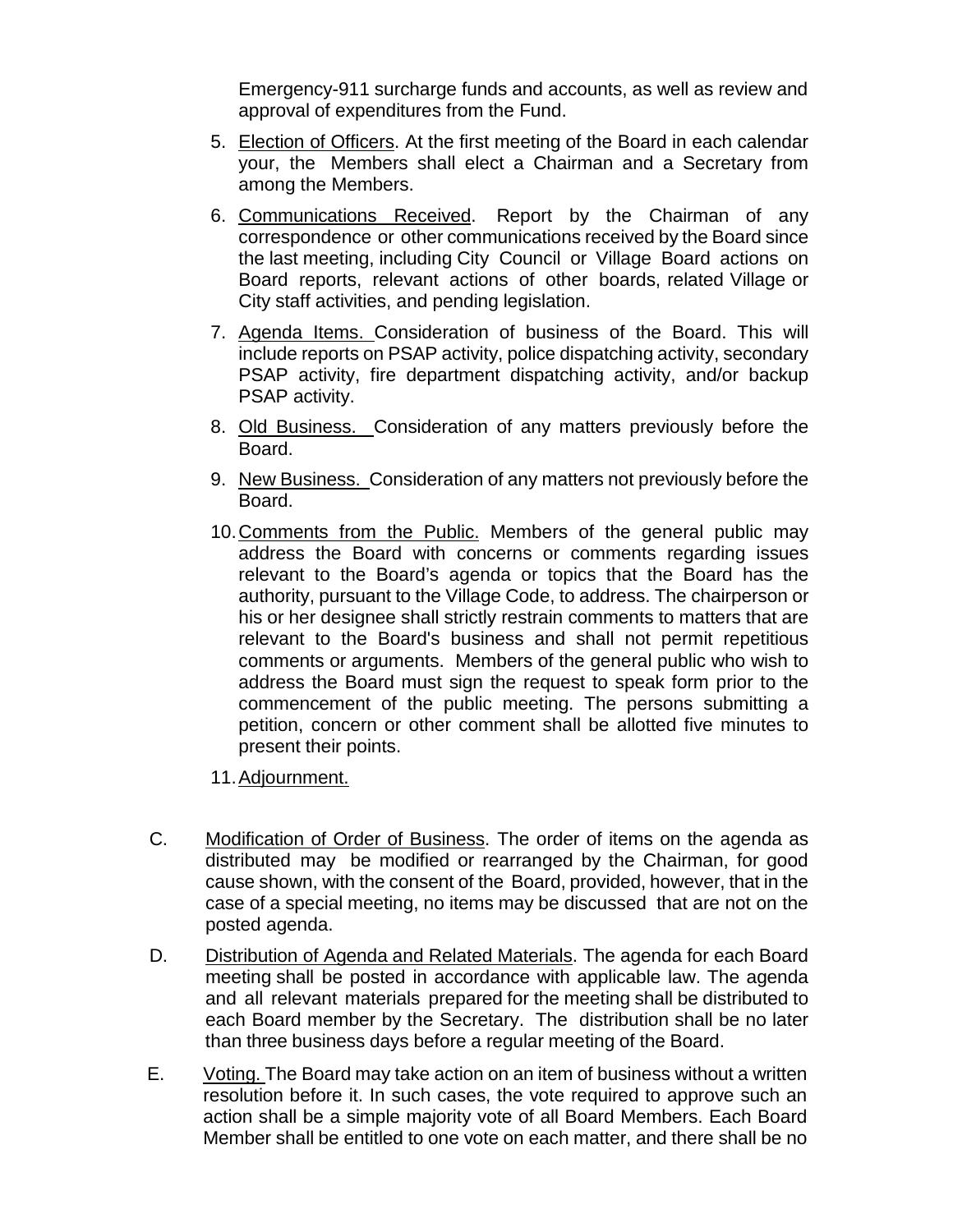Emergency-911 surcharge funds and accounts, as well as review and approval of expenditures from the Fund.

5. Election of Officers. At the first meeting of the Board in each calendar your, the Members shall elect a Chairman and a Secretary from among the Members.
6. Communications Received. Report by the Chairman of any correspondence or other communications received by the Board since the last meeting, including City Council or Village Board actions on Board reports, relevant actions of other boards, related Village or City staff activities, and pending legislation.
7. Agenda Items. Consideration of business of the Board. This will include reports on PSAP activity, police dispatching activity, secondary PSAP activity, fire department dispatching activity, and/or backup PSAP activity.
8. Old Business. Consideration of any matters previously before the Board.
9. New Business. Consideration of any matters not previously before the Board.
10. Comments from the Public. Members of the general public may address the Board with concerns or comments regarding issues relevant to the Board's agenda or topics that the Board has the authority, pursuant to the Village Code, to address. The chairperson or his or her designee shall strictly restrain comments to matters that are relevant to the Board's business and shall not permit repetitious comments or arguments. Members of the general public who wish to address the Board must sign the request to speak form prior to the commencement of the public meeting. The persons submitting a petition, concern or other comment shall be allotted five minutes to present their points.
11. Adjournment.

C. Modification of Order of Business. The order of items on the agenda as distributed may be modified or rearranged by the Chairman, for good cause shown, with the consent of the Board, provided, however, that in the case of a special meeting, no items may be discussed that are not on the posted agenda.

D. Distribution of Agenda and Related Materials. The agenda for each Board meeting shall be posted in accordance with applicable law. The agenda and all relevant materials prepared for the meeting shall be distributed to each Board member by the Secretary. The distribution shall be no later than three business days before a regular meeting of the Board.

E. Voting. The Board may take action on an item of business without a written resolution before it. In such cases, the vote required to approve such an action shall be a simple majority vote of all Board Members. Each Board Member shall be entitled to one vote on each matter, and there shall be no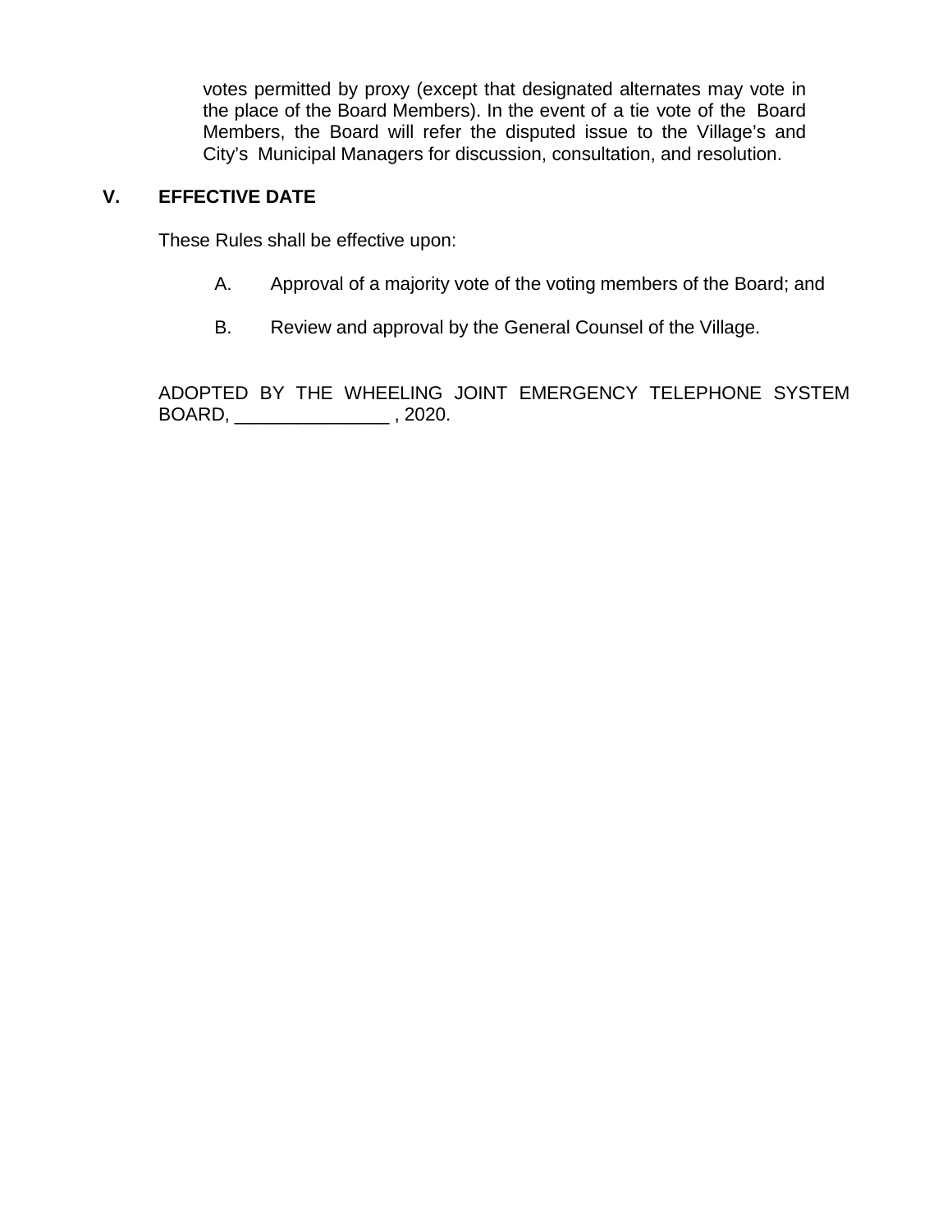votes permitted by proxy (except that designated alternates may vote in the place of the Board Members). In the event of a tie vote of the Board Members, the Board will refer the disputed issue to the Village's and City's Municipal Managers for discussion, consultation, and resolution.

## V. EFFECTIVE DATE

These Rules shall be effective upon:

A. Approval of a majority vote of the voting members of the Board; and

B. Review and approval by the General Counsel of the Village.

ADOPTED BY THE WHEELING JOINT EMERGENCY TELEPHONE SYSTEM BOARD, _______________ , 2020.